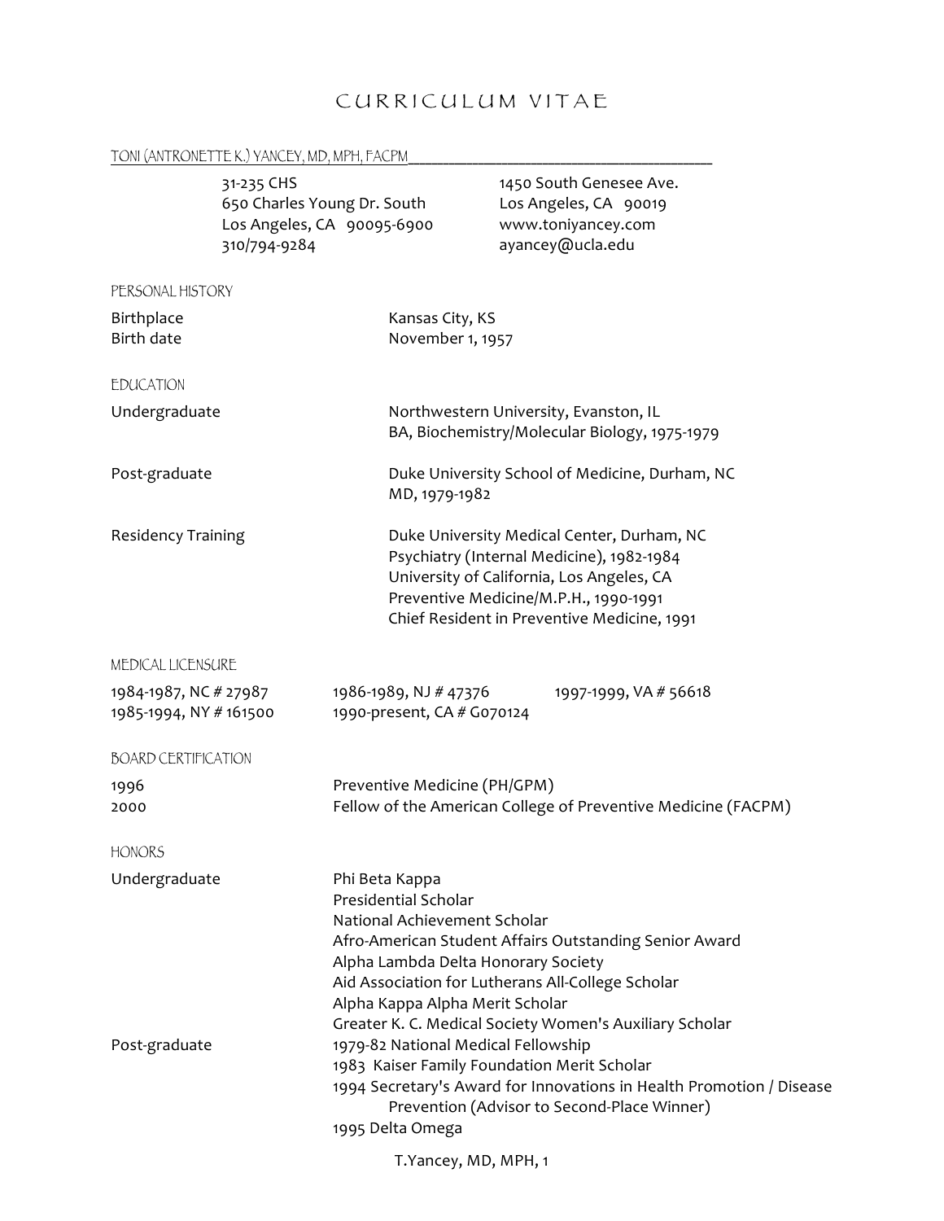# CURRICULUM VITAE

TONI (ANTRONETTE K.) YANCEY, MD, MPH, FACPM

31-235 CHS
650 Charles Young Dr. South
Los Angeles, CA 90095-6900
310/794-9284

1450 South Genesee Ave.
Los Angeles, CA 90019
www.toniyancey.com
ayancey@ucla.edu

## PERSONAL HISTORY

| | |
|---|---|
| Birthplace | Kansas City, KS |
| Birth date | November 1, 1957 |

## EDUCATION

| | |
|---|---|
| Undergraduate | Northwestern University, Evanston, IL<br>BA, Biochemistry/Molecular Biology, 1975-1979 |
| Post-graduate | Duke University School of Medicine, Durham, NC<br>MD, 1979-1982 |
| Residency Training | Duke University Medical Center, Durham, NC<br>Psychiatry (Internal Medicine), 1982-1984<br>University of California, Los Angeles, CA<br>Preventive Medicine/M.P.H., 1990-1991<br>Chief Resident in Preventive Medicine, 1991 |

## MEDICAL LICENSURE

| | | |
|---|---|---|
| 1984-1987, NC # 27987 | 1986-1989, NJ # 47376 | 1997-1999, VA # 56618 |
| 1985-1994, NY # 161500 | 1990-present, CA # G070124 | |

## BOARD CERTIFICATION

| | |
|---|---|
| 1996 | Preventive Medicine (PH/GPM) |
| 2000 | Fellow of the American College of Preventive Medicine (FACPM) |

## HONORS

**Undergraduate**

- Phi Beta Kappa
- Presidential Scholar
- National Achievement Scholar
- Afro-American Student Affairs Outstanding Senior Award
- Alpha Lambda Delta Honorary Society
- Aid Association for Lutherans All-College Scholar
- Alpha Kappa Alpha Merit Scholar
- Greater K. C. Medical Society Women's Auxiliary Scholar

**Post-graduate**

- 1979-82 National Medical Fellowship
- 1983 Kaiser Family Foundation Merit Scholar
- 1994 Secretary's Award for Innovations in Health Promotion / Disease Prevention (Advisor to Second-Place Winner)
- 1995 Delta Omega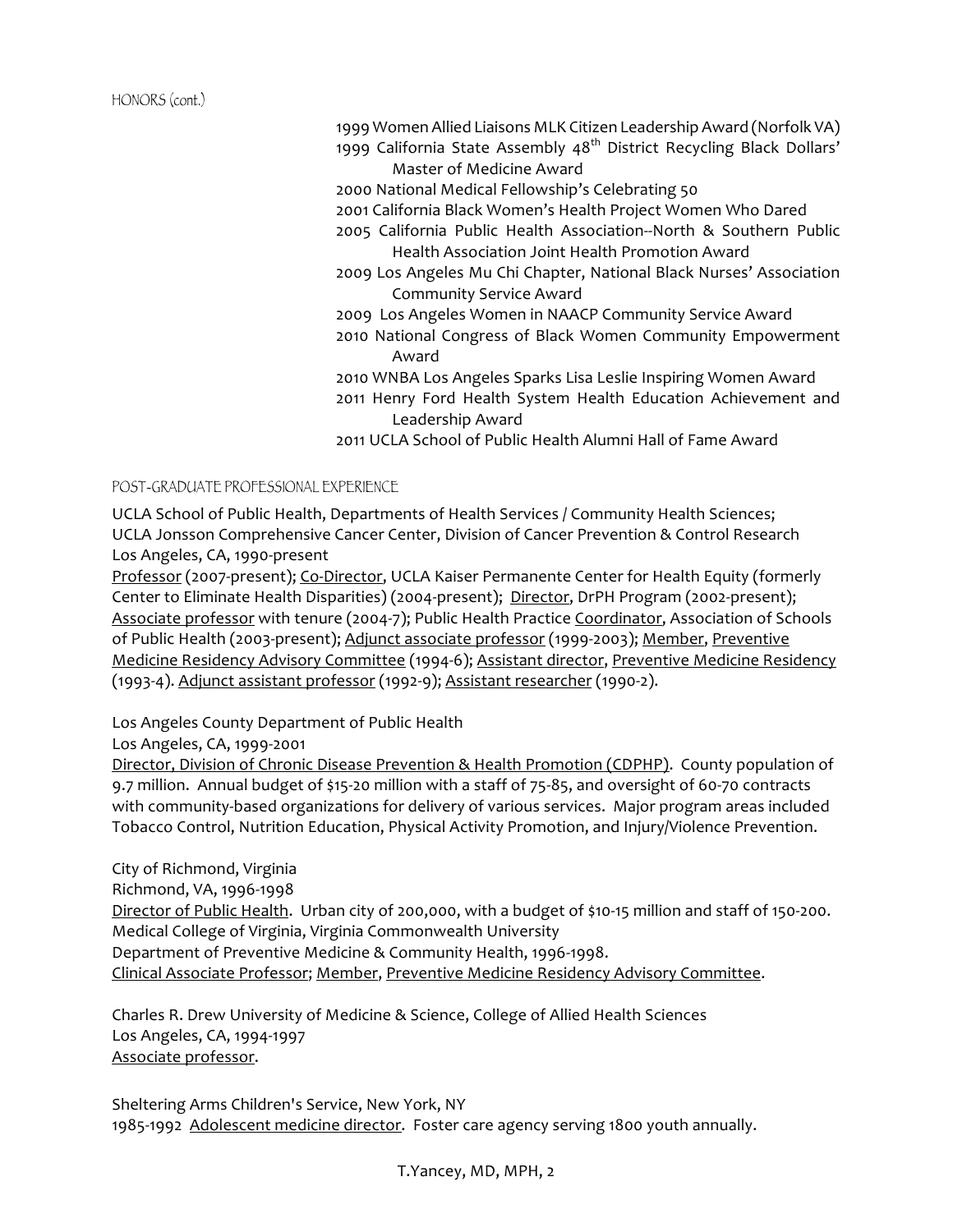HONORS (cont.)

1999 Women Allied Liaisons MLK Citizen Leadership Award (Norfolk VA)
1999 California State Assembly 48th District Recycling Black Dollars' Master of Medicine Award
2000 National Medical Fellowship's Celebrating 50
2001 California Black Women's Health Project Women Who Dared
2005 California Public Health Association--North & Southern Public Health Association Joint Health Promotion Award
2009 Los Angeles Mu Chi Chapter, National Black Nurses' Association Community Service Award
2009 Los Angeles Women in NAACP Community Service Award
2010 National Congress of Black Women Community Empowerment Award
2010 WNBA Los Angeles Sparks Lisa Leslie Inspiring Women Award
2011 Henry Ford Health System Health Education Achievement and Leadership Award
2011 UCLA School of Public Health Alumni Hall of Fame Award

POST-GRADUATE PROFESSIONAL EXPERIENCE

UCLA School of Public Health, Departments of Health Services / Community Health Sciences;
UCLA Jonsson Comprehensive Cancer Center, Division of Cancer Prevention & Control Research
Los Angeles, CA, 1990-present
Professor (2007-present); Co-Director, UCLA Kaiser Permanente Center for Health Equity (formerly Center to Eliminate Health Disparities) (2004-present); Director, DrPH Program (2002-present); Associate professor with tenure (2004-7); Public Health Practice Coordinator, Association of Schools of Public Health (2003-present); Adjunct associate professor (1999-2003); Member, Preventive Medicine Residency Advisory Committee (1994-6); Assistant director, Preventive Medicine Residency (1993-4). Adjunct assistant professor (1992-9); Assistant researcher (1990-2).

Los Angeles County Department of Public Health
Los Angeles, CA, 1999-2001
Director, Division of Chronic Disease Prevention & Health Promotion (CDPHP). County population of 9.7 million. Annual budget of $15-20 million with a staff of 75-85, and oversight of 60-70 contracts with community-based organizations for delivery of various services. Major program areas included Tobacco Control, Nutrition Education, Physical Activity Promotion, and Injury/Violence Prevention.

City of Richmond, Virginia
Richmond, VA, 1996-1998
Director of Public Health. Urban city of 200,000, with a budget of $10-15 million and staff of 150-200.
Medical College of Virginia, Virginia Commonwealth University
Department of Preventive Medicine & Community Health, 1996-1998.
Clinical Associate Professor; Member, Preventive Medicine Residency Advisory Committee.

Charles R. Drew University of Medicine & Science, College of Allied Health Sciences
Los Angeles, CA, 1994-1997
Associate professor.

Sheltering Arms Children's Service, New York, NY
1985-1992 Adolescent medicine director. Foster care agency serving 1800 youth annually.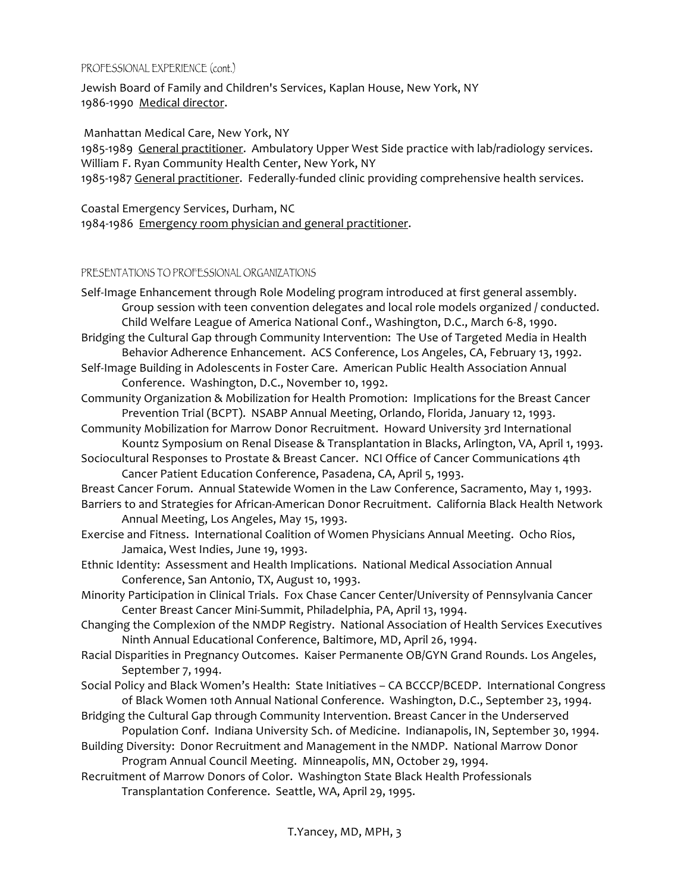## PROFESSIONAL EXPERIENCE (cont.)

Jewish Board of Family and Children's Services, Kaplan House, New York, NY
1986-1990 Medical director.

Manhattan Medical Care, New York, NY
1985-1989 General practitioner. Ambulatory Upper West Side practice with lab/radiology services.
William F. Ryan Community Health Center, New York, NY
1985-1987 General practitioner. Federally-funded clinic providing comprehensive health services.

Coastal Emergency Services, Durham, NC
1984-1986 Emergency room physician and general practitioner.

## PRESENTATIONS TO PROFESSIONAL ORGANIZATIONS

Self-Image Enhancement through Role Modeling program introduced at first general assembly. Group session with teen convention delegates and local role models organized / conducted. Child Welfare League of America National Conf., Washington, D.C., March 6-8, 1990.

Bridging the Cultural Gap through Community Intervention: The Use of Targeted Media in Health Behavior Adherence Enhancement. ACS Conference, Los Angeles, CA, February 13, 1992.

Self-Image Building in Adolescents in Foster Care. American Public Health Association Annual Conference. Washington, D.C., November 10, 1992.

Community Organization & Mobilization for Health Promotion: Implications for the Breast Cancer Prevention Trial (BCPT). NSABP Annual Meeting, Orlando, Florida, January 12, 1993.

Community Mobilization for Marrow Donor Recruitment. Howard University 3rd International Kountz Symposium on Renal Disease & Transplantation in Blacks, Arlington, VA, April 1, 1993.

Sociocultural Responses to Prostate & Breast Cancer. NCI Office of Cancer Communications 4th Cancer Patient Education Conference, Pasadena, CA, April 5, 1993.

Breast Cancer Forum. Annual Statewide Women in the Law Conference, Sacramento, May 1, 1993.

Barriers to and Strategies for African-American Donor Recruitment. California Black Health Network Annual Meeting, Los Angeles, May 15, 1993.

Exercise and Fitness. International Coalition of Women Physicians Annual Meeting. Ocho Rios, Jamaica, West Indies, June 19, 1993.

Ethnic Identity: Assessment and Health Implications. National Medical Association Annual Conference, San Antonio, TX, August 10, 1993.

Minority Participation in Clinical Trials. Fox Chase Cancer Center/University of Pennsylvania Cancer Center Breast Cancer Mini-Summit, Philadelphia, PA, April 13, 1994.

Changing the Complexion of the NMDP Registry. National Association of Health Services Executives Ninth Annual Educational Conference, Baltimore, MD, April 26, 1994.

Racial Disparities in Pregnancy Outcomes. Kaiser Permanente OB/GYN Grand Rounds. Los Angeles, September 7, 1994.

Social Policy and Black Women's Health: State Initiatives – CA BCCCP/BCEDP. International Congress of Black Women 10th Annual National Conference. Washington, D.C., September 23, 1994.

Bridging the Cultural Gap through Community Intervention. Breast Cancer in the Underserved Population Conf. Indiana University Sch. of Medicine. Indianapolis, IN, September 30, 1994.

Building Diversity: Donor Recruitment and Management in the NMDP. National Marrow Donor Program Annual Council Meeting. Minneapolis, MN, October 29, 1994.

Recruitment of Marrow Donors of Color. Washington State Black Health Professionals Transplantation Conference. Seattle, WA, April 29, 1995.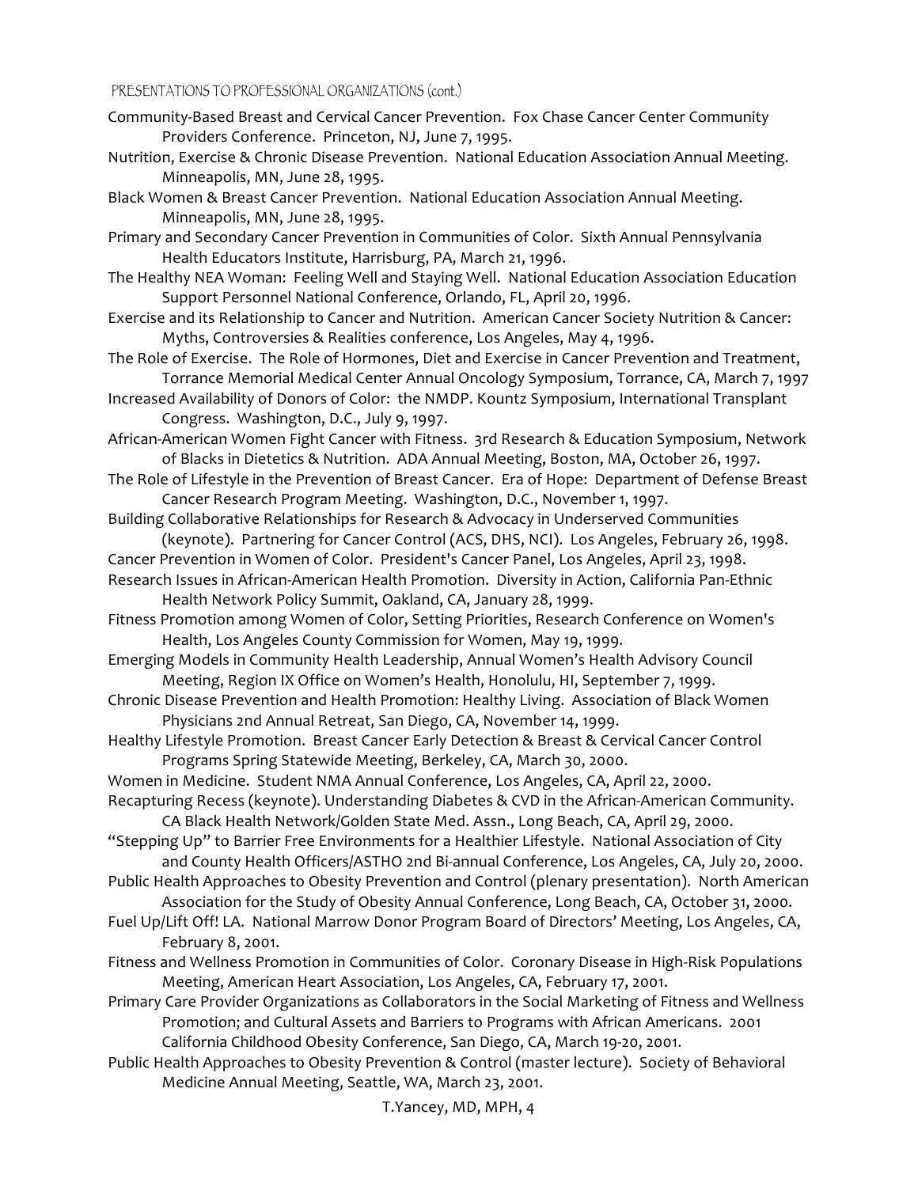PRESENTATIONS TO PROFESSIONAL ORGANIZATIONS (cont.)

Community-Based Breast and Cervical Cancer Prevention. Fox Chase Cancer Center Community Providers Conference. Princeton, NJ, June 7, 1995.

Nutrition, Exercise & Chronic Disease Prevention. National Education Association Annual Meeting. Minneapolis, MN, June 28, 1995.

Black Women & Breast Cancer Prevention. National Education Association Annual Meeting. Minneapolis, MN, June 28, 1995.

Primary and Secondary Cancer Prevention in Communities of Color. Sixth Annual Pennsylvania Health Educators Institute, Harrisburg, PA, March 21, 1996.

The Healthy NEA Woman: Feeling Well and Staying Well. National Education Association Education Support Personnel National Conference, Orlando, FL, April 20, 1996.

Exercise and its Relationship to Cancer and Nutrition. American Cancer Society Nutrition & Cancer: Myths, Controversies & Realities conference, Los Angeles, May 4, 1996.

The Role of Exercise. The Role of Hormones, Diet and Exercise in Cancer Prevention and Treatment, Torrance Memorial Medical Center Annual Oncology Symposium, Torrance, CA, March 7, 1997

Increased Availability of Donors of Color: the NMDP. Kountz Symposium, International Transplant Congress. Washington, D.C., July 9, 1997.

African-American Women Fight Cancer with Fitness. 3rd Research & Education Symposium, Network of Blacks in Dietetics & Nutrition. ADA Annual Meeting, Boston, MA, October 26, 1997.

The Role of Lifestyle in the Prevention of Breast Cancer. Era of Hope: Department of Defense Breast Cancer Research Program Meeting. Washington, D.C., November 1, 1997.

Building Collaborative Relationships for Research & Advocacy in Underserved Communities (keynote). Partnering for Cancer Control (ACS, DHS, NCI). Los Angeles, February 26, 1998.

Cancer Prevention in Women of Color. President's Cancer Panel, Los Angeles, April 23, 1998.

Research Issues in African-American Health Promotion. Diversity in Action, California Pan-Ethnic Health Network Policy Summit, Oakland, CA, January 28, 1999.

Fitness Promotion among Women of Color, Setting Priorities, Research Conference on Women's Health, Los Angeles County Commission for Women, May 19, 1999.

Emerging Models in Community Health Leadership, Annual Women's Health Advisory Council Meeting, Region IX Office on Women's Health, Honolulu, HI, September 7, 1999.

Chronic Disease Prevention and Health Promotion: Healthy Living. Association of Black Women Physicians 2nd Annual Retreat, San Diego, CA, November 14, 1999.

Healthy Lifestyle Promotion. Breast Cancer Early Detection & Breast & Cervical Cancer Control Programs Spring Statewide Meeting, Berkeley, CA, March 30, 2000.

Women in Medicine. Student NMA Annual Conference, Los Angeles, CA, April 22, 2000.

Recapturing Recess (keynote). Understanding Diabetes & CVD in the African-American Community. CA Black Health Network/Golden State Med. Assn., Long Beach, CA, April 29, 2000.

"Stepping Up" to Barrier Free Environments for a Healthier Lifestyle. National Association of City and County Health Officers/ASTHO 2nd Bi-annual Conference, Los Angeles, CA, July 20, 2000.

Public Health Approaches to Obesity Prevention and Control (plenary presentation). North American Association for the Study of Obesity Annual Conference, Long Beach, CA, October 31, 2000.

Fuel Up/Lift Off! LA. National Marrow Donor Program Board of Directors' Meeting, Los Angeles, CA, February 8, 2001.

Fitness and Wellness Promotion in Communities of Color. Coronary Disease in High-Risk Populations Meeting, American Heart Association, Los Angeles, CA, February 17, 2001.

Primary Care Provider Organizations as Collaborators in the Social Marketing of Fitness and Wellness Promotion; and Cultural Assets and Barriers to Programs with African Americans. 2001 California Childhood Obesity Conference, San Diego, CA, March 19-20, 2001.

Public Health Approaches to Obesity Prevention & Control (master lecture). Society of Behavioral Medicine Annual Meeting, Seattle, WA, March 23, 2001.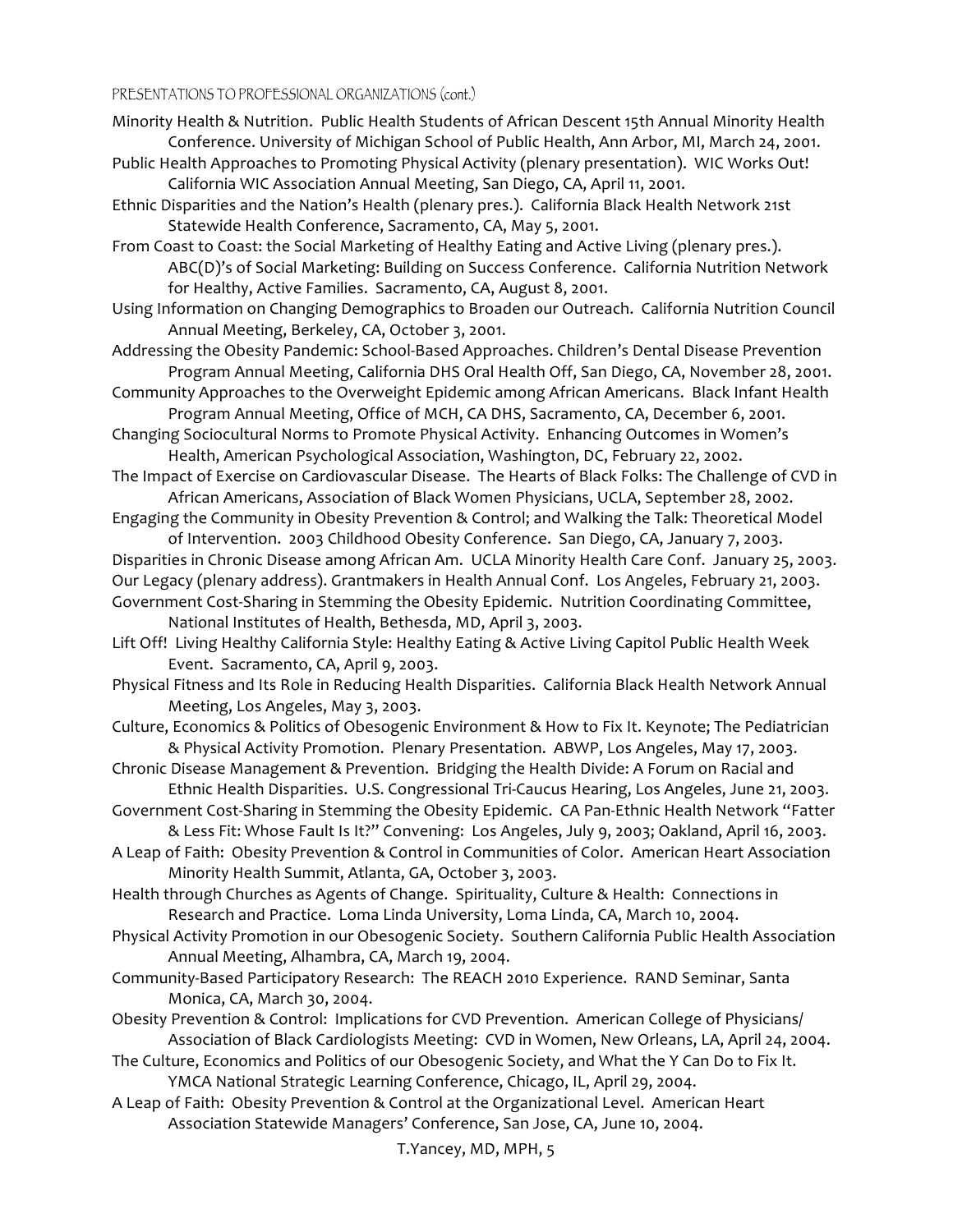## PRESENTATIONS TO PROFESSIONAL ORGANIZATIONS (cont.)

Minority Health & Nutrition. Public Health Students of African Descent 15th Annual Minority Health Conference. University of Michigan School of Public Health, Ann Arbor, MI, March 24, 2001.

Public Health Approaches to Promoting Physical Activity (plenary presentation). WIC Works Out! California WIC Association Annual Meeting, San Diego, CA, April 11, 2001.

Ethnic Disparities and the Nation's Health (plenary pres.). California Black Health Network 21st Statewide Health Conference, Sacramento, CA, May 5, 2001.

From Coast to Coast: the Social Marketing of Healthy Eating and Active Living (plenary pres.). ABC(D)'s of Social Marketing: Building on Success Conference. California Nutrition Network for Healthy, Active Families. Sacramento, CA, August 8, 2001.

Using Information on Changing Demographics to Broaden our Outreach. California Nutrition Council Annual Meeting, Berkeley, CA, October 3, 2001.

Addressing the Obesity Pandemic: School-Based Approaches. Children's Dental Disease Prevention Program Annual Meeting, California DHS Oral Health Off, San Diego, CA, November 28, 2001.

Community Approaches to the Overweight Epidemic among African Americans. Black Infant Health Program Annual Meeting, Office of MCH, CA DHS, Sacramento, CA, December 6, 2001.

Changing Sociocultural Norms to Promote Physical Activity. Enhancing Outcomes in Women's Health, American Psychological Association, Washington, DC, February 22, 2002.

The Impact of Exercise on Cardiovascular Disease. The Hearts of Black Folks: The Challenge of CVD in African Americans, Association of Black Women Physicians, UCLA, September 28, 2002.

Engaging the Community in Obesity Prevention & Control; and Walking the Talk: Theoretical Model of Intervention. 2003 Childhood Obesity Conference. San Diego, CA, January 7, 2003.

Disparities in Chronic Disease among African Am. UCLA Minority Health Care Conf. January 25, 2003.

Our Legacy (plenary address). Grantmakers in Health Annual Conf. Los Angeles, February 21, 2003.

Government Cost-Sharing in Stemming the Obesity Epidemic. Nutrition Coordinating Committee, National Institutes of Health, Bethesda, MD, April 3, 2003.

Lift Off! Living Healthy California Style: Healthy Eating & Active Living Capitol Public Health Week Event. Sacramento, CA, April 9, 2003.

Physical Fitness and Its Role in Reducing Health Disparities. California Black Health Network Annual Meeting, Los Angeles, May 3, 2003.

Culture, Economics & Politics of Obesogenic Environment & How to Fix It. Keynote; The Pediatrician & Physical Activity Promotion. Plenary Presentation. ABWP, Los Angeles, May 17, 2003.

Chronic Disease Management & Prevention. Bridging the Health Divide: A Forum on Racial and Ethnic Health Disparities. U.S. Congressional Tri-Caucus Hearing, Los Angeles, June 21, 2003.

Government Cost-Sharing in Stemming the Obesity Epidemic. CA Pan-Ethnic Health Network "Fatter & Less Fit: Whose Fault Is It?" Convening: Los Angeles, July 9, 2003; Oakland, April 16, 2003.

A Leap of Faith: Obesity Prevention & Control in Communities of Color. American Heart Association Minority Health Summit, Atlanta, GA, October 3, 2003.

Health through Churches as Agents of Change. Spirituality, Culture & Health: Connections in Research and Practice. Loma Linda University, Loma Linda, CA, March 10, 2004.

Physical Activity Promotion in our Obesogenic Society. Southern California Public Health Association Annual Meeting, Alhambra, CA, March 19, 2004.

Community-Based Participatory Research: The REACH 2010 Experience. RAND Seminar, Santa Monica, CA, March 30, 2004.

Obesity Prevention & Control: Implications for CVD Prevention. American College of Physicians/ Association of Black Cardiologists Meeting: CVD in Women, New Orleans, LA, April 24, 2004.

The Culture, Economics and Politics of our Obesogenic Society, and What the Y Can Do to Fix It. YMCA National Strategic Learning Conference, Chicago, IL, April 29, 2004.

A Leap of Faith: Obesity Prevention & Control at the Organizational Level. American Heart Association Statewide Managers' Conference, San Jose, CA, June 10, 2004.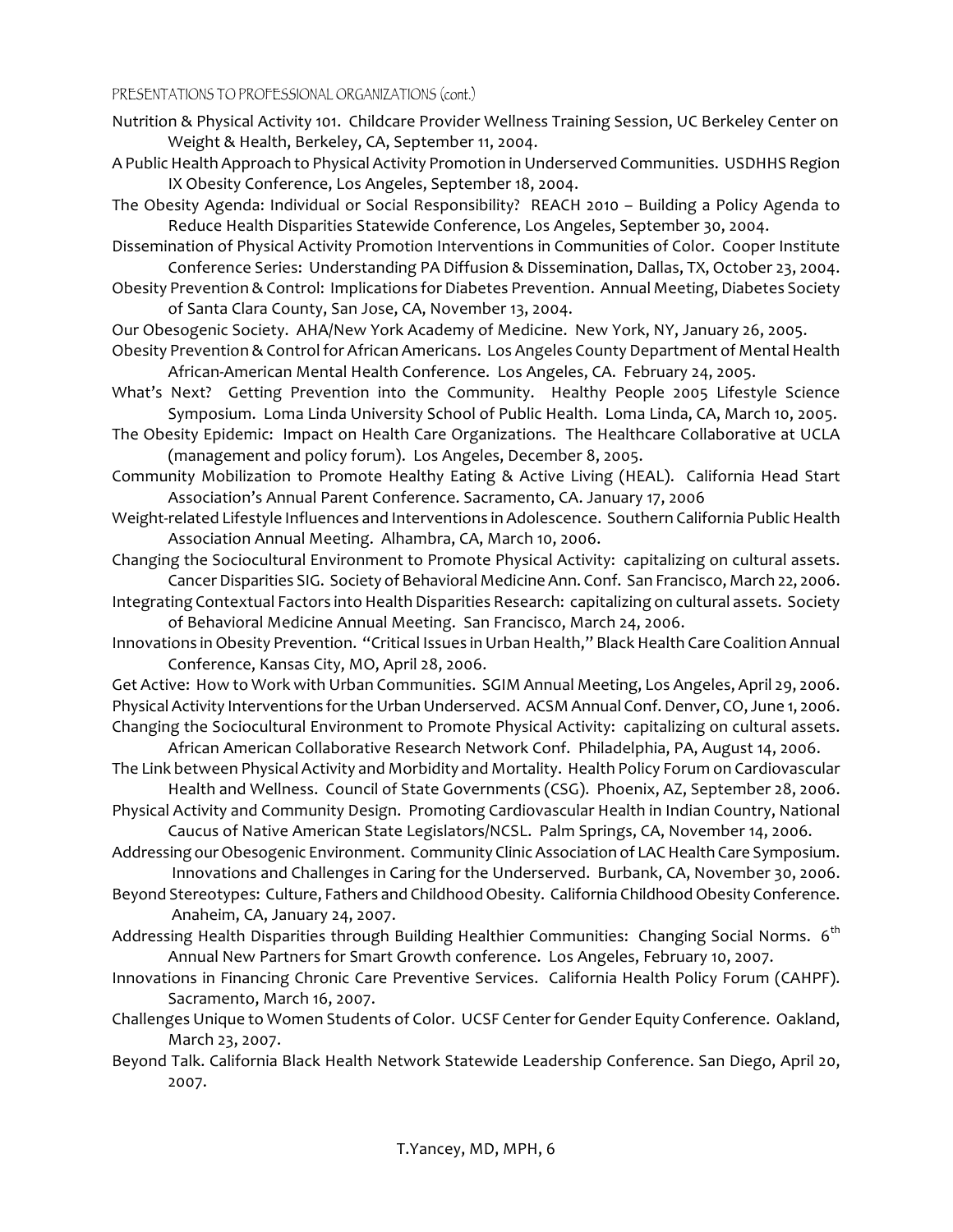PRESENTATIONS TO PROFESSIONAL ORGANIZATIONS (cont.)

Nutrition & Physical Activity 101. Childcare Provider Wellness Training Session, UC Berkeley Center on Weight & Health, Berkeley, CA, September 11, 2004.

A Public Health Approach to Physical Activity Promotion in Underserved Communities. USDHHS Region IX Obesity Conference, Los Angeles, September 18, 2004.

The Obesity Agenda: Individual or Social Responsibility? REACH 2010 – Building a Policy Agenda to Reduce Health Disparities Statewide Conference, Los Angeles, September 30, 2004.

Dissemination of Physical Activity Promotion Interventions in Communities of Color. Cooper Institute Conference Series: Understanding PA Diffusion & Dissemination, Dallas, TX, October 23, 2004.

Obesity Prevention & Control: Implications for Diabetes Prevention. Annual Meeting, Diabetes Society of Santa Clara County, San Jose, CA, November 13, 2004.

Our Obesogenic Society. AHA/New York Academy of Medicine. New York, NY, January 26, 2005.

Obesity Prevention & Control for African Americans. Los Angeles County Department of Mental Health African-American Mental Health Conference. Los Angeles, CA. February 24, 2005.

What's Next? Getting Prevention into the Community. Healthy People 2005 Lifestyle Science Symposium. Loma Linda University School of Public Health. Loma Linda, CA, March 10, 2005.

The Obesity Epidemic: Impact on Health Care Organizations. The Healthcare Collaborative at UCLA (management and policy forum). Los Angeles, December 8, 2005.

Community Mobilization to Promote Healthy Eating & Active Living (HEAL). California Head Start Association's Annual Parent Conference. Sacramento, CA. January 17, 2006

Weight-related Lifestyle Influences and Interventions in Adolescence. Southern California Public Health Association Annual Meeting. Alhambra, CA, March 10, 2006.

Changing the Sociocultural Environment to Promote Physical Activity: capitalizing on cultural assets. Cancer Disparities SIG. Society of Behavioral Medicine Ann. Conf. San Francisco, March 22, 2006.

Integrating Contextual Factors into Health Disparities Research: capitalizing on cultural assets. Society of Behavioral Medicine Annual Meeting. San Francisco, March 24, 2006.

Innovations in Obesity Prevention. "Critical Issues in Urban Health," Black Health Care Coalition Annual Conference, Kansas City, MO, April 28, 2006.

Get Active: How to Work with Urban Communities. SGIM Annual Meeting, Los Angeles, April 29, 2006.

Physical Activity Interventions for the Urban Underserved. ACSM Annual Conf. Denver, CO, June 1, 2006.

Changing the Sociocultural Environment to Promote Physical Activity: capitalizing on cultural assets. African American Collaborative Research Network Conf. Philadelphia, PA, August 14, 2006.

The Link between Physical Activity and Morbidity and Mortality. Health Policy Forum on Cardiovascular Health and Wellness. Council of State Governments (CSG). Phoenix, AZ, September 28, 2006.

Physical Activity and Community Design. Promoting Cardiovascular Health in Indian Country, National Caucus of Native American State Legislators/NCSL. Palm Springs, CA, November 14, 2006.

Addressing our Obesogenic Environment. Community Clinic Association of LAC Health Care Symposium. Innovations and Challenges in Caring for the Underserved. Burbank, CA, November 30, 2006.

Beyond Stereotypes: Culture, Fathers and Childhood Obesity. California Childhood Obesity Conference. Anaheim, CA, January 24, 2007.

Addressing Health Disparities through Building Healthier Communities: Changing Social Norms. 6th Annual New Partners for Smart Growth conference. Los Angeles, February 10, 2007.

Innovations in Financing Chronic Care Preventive Services. California Health Policy Forum (CAHPF). Sacramento, March 16, 2007.

Challenges Unique to Women Students of Color. UCSF Center for Gender Equity Conference. Oakland, March 23, 2007.

Beyond Talk. California Black Health Network Statewide Leadership Conference. San Diego, April 20, 2007.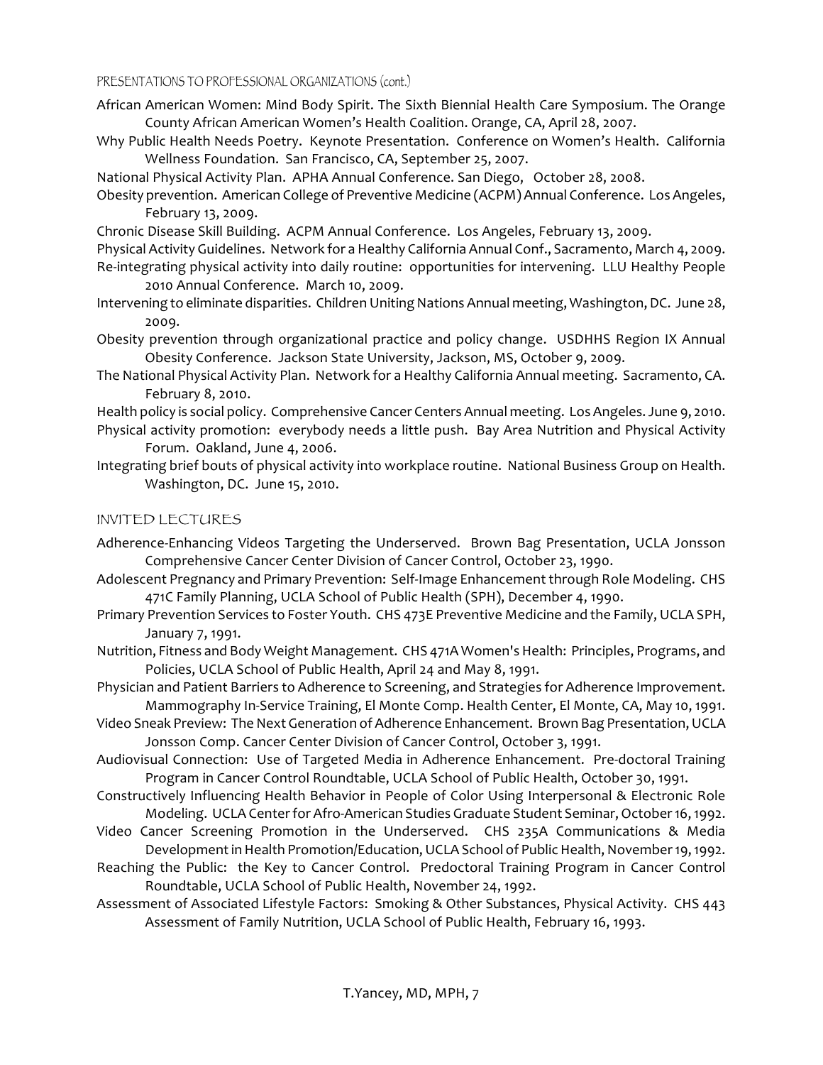## PRESENTATIONS TO PROFESSIONAL ORGANIZATIONS (cont.)

African American Women: Mind Body Spirit. The Sixth Biennial Health Care Symposium. The Orange County African American Women's Health Coalition. Orange, CA, April 28, 2007.

Why Public Health Needs Poetry. Keynote Presentation. Conference on Women's Health. California Wellness Foundation. San Francisco, CA, September 25, 2007.

National Physical Activity Plan. APHA Annual Conference. San Diego, October 28, 2008.

Obesity prevention. American College of Preventive Medicine (ACPM) Annual Conference. Los Angeles, February 13, 2009.

Chronic Disease Skill Building. ACPM Annual Conference. Los Angeles, February 13, 2009.

Physical Activity Guidelines. Network for a Healthy California Annual Conf., Sacramento, March 4, 2009.

Re-integrating physical activity into daily routine: opportunities for intervening. LLU Healthy People 2010 Annual Conference. March 10, 2009.

Intervening to eliminate disparities. Children Uniting Nations Annual meeting, Washington, DC. June 28, 2009.

Obesity prevention through organizational practice and policy change. USDHHS Region IX Annual Obesity Conference. Jackson State University, Jackson, MS, October 9, 2009.

The National Physical Activity Plan. Network for a Healthy California Annual meeting. Sacramento, CA. February 8, 2010.

Health policy is social policy. Comprehensive Cancer Centers Annual meeting. Los Angeles. June 9, 2010.

Physical activity promotion: everybody needs a little push. Bay Area Nutrition and Physical Activity Forum. Oakland, June 4, 2006.

Integrating brief bouts of physical activity into workplace routine. National Business Group on Health. Washington, DC. June 15, 2010.

## INVITED LECTURES

Adherence-Enhancing Videos Targeting the Underserved. Brown Bag Presentation, UCLA Jonsson Comprehensive Cancer Center Division of Cancer Control, October 23, 1990.

Adolescent Pregnancy and Primary Prevention: Self-Image Enhancement through Role Modeling. CHS 471C Family Planning, UCLA School of Public Health (SPH), December 4, 1990.

Primary Prevention Services to Foster Youth. CHS 473E Preventive Medicine and the Family, UCLA SPH, January 7, 1991.

Nutrition, Fitness and Body Weight Management. CHS 471A Women's Health: Principles, Programs, and Policies, UCLA School of Public Health, April 24 and May 8, 1991.

Physician and Patient Barriers to Adherence to Screening, and Strategies for Adherence Improvement. Mammography In-Service Training, El Monte Comp. Health Center, El Monte, CA, May 10, 1991.

Video Sneak Preview: The Next Generation of Adherence Enhancement. Brown Bag Presentation, UCLA Jonsson Comp. Cancer Center Division of Cancer Control, October 3, 1991.

Audiovisual Connection: Use of Targeted Media in Adherence Enhancement. Pre-doctoral Training Program in Cancer Control Roundtable, UCLA School of Public Health, October 30, 1991.

Constructively Influencing Health Behavior in People of Color Using Interpersonal & Electronic Role Modeling. UCLA Center for Afro-American Studies Graduate Student Seminar, October 16, 1992.

Video Cancer Screening Promotion in the Underserved. CHS 235A Communications & Media Development in Health Promotion/Education, UCLA School of Public Health, November 19, 1992.

Reaching the Public: the Key to Cancer Control. Predoctoral Training Program in Cancer Control Roundtable, UCLA School of Public Health, November 24, 1992.

Assessment of Associated Lifestyle Factors: Smoking & Other Substances, Physical Activity. CHS 443 Assessment of Family Nutrition, UCLA School of Public Health, February 16, 1993.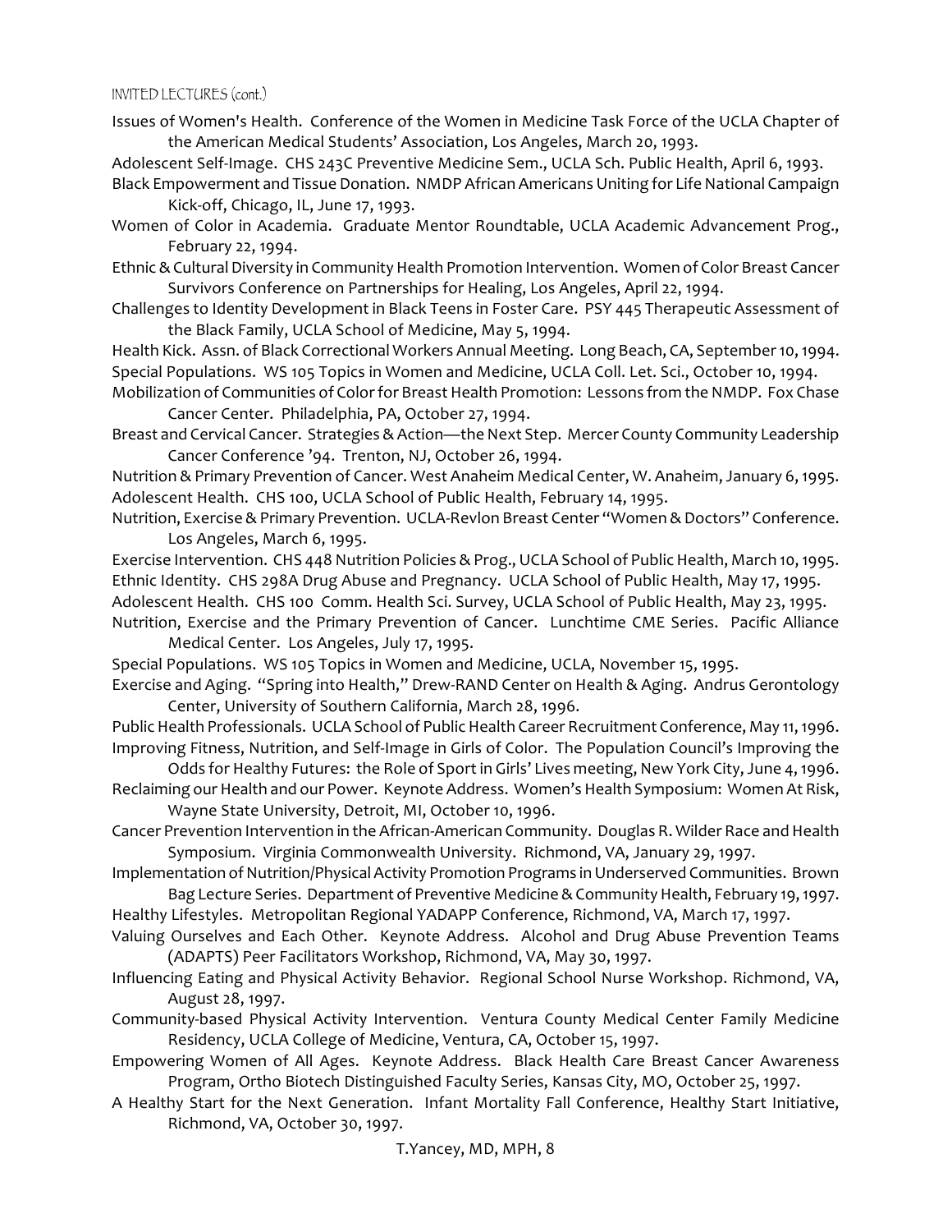INVITED LECTURES (cont.)

Issues of Women's Health. Conference of the Women in Medicine Task Force of the UCLA Chapter of the American Medical Students' Association, Los Angeles, March 20, 1993.

Adolescent Self-Image. CHS 243C Preventive Medicine Sem., UCLA Sch. Public Health, April 6, 1993.

Black Empowerment and Tissue Donation. NMDP African Americans Uniting for Life National Campaign Kick-off, Chicago, IL, June 17, 1993.

Women of Color in Academia. Graduate Mentor Roundtable, UCLA Academic Advancement Prog., February 22, 1994.

Ethnic & Cultural Diversity in Community Health Promotion Intervention. Women of Color Breast Cancer Survivors Conference on Partnerships for Healing, Los Angeles, April 22, 1994.

Challenges to Identity Development in Black Teens in Foster Care. PSY 445 Therapeutic Assessment of the Black Family, UCLA School of Medicine, May 5, 1994.

Health Kick. Assn. of Black Correctional Workers Annual Meeting. Long Beach, CA, September 10, 1994.

Special Populations. WS 105 Topics in Women and Medicine, UCLA Coll. Let. Sci., October 10, 1994.

Mobilization of Communities of Color for Breast Health Promotion: Lessons from the NMDP. Fox Chase Cancer Center. Philadelphia, PA, October 27, 1994.

Breast and Cervical Cancer. Strategies & Action—the Next Step. Mercer County Community Leadership Cancer Conference '94. Trenton, NJ, October 26, 1994.

Nutrition & Primary Prevention of Cancer. West Anaheim Medical Center, W. Anaheim, January 6, 1995.

Adolescent Health. CHS 100, UCLA School of Public Health, February 14, 1995.

Nutrition, Exercise & Primary Prevention. UCLA-Revlon Breast Center "Women & Doctors" Conference. Los Angeles, March 6, 1995.

Exercise Intervention. CHS 448 Nutrition Policies & Prog., UCLA School of Public Health, March 10, 1995.

Ethnic Identity. CHS 298A Drug Abuse and Pregnancy. UCLA School of Public Health, May 17, 1995.

Adolescent Health. CHS 100 Comm. Health Sci. Survey, UCLA School of Public Health, May 23, 1995.

Nutrition, Exercise and the Primary Prevention of Cancer. Lunchtime CME Series. Pacific Alliance Medical Center. Los Angeles, July 17, 1995.

Special Populations. WS 105 Topics in Women and Medicine, UCLA, November 15, 1995.

Exercise and Aging. "Spring into Health," Drew-RAND Center on Health & Aging. Andrus Gerontology Center, University of Southern California, March 28, 1996.

Public Health Professionals. UCLA School of Public Health Career Recruitment Conference, May 11, 1996.

Improving Fitness, Nutrition, and Self-Image in Girls of Color. The Population Council's Improving the Odds for Healthy Futures: the Role of Sport in Girls' Lives meeting, New York City, June 4, 1996.

Reclaiming our Health and our Power. Keynote Address. Women's Health Symposium: Women At Risk, Wayne State University, Detroit, MI, October 10, 1996.

Cancer Prevention Intervention in the African-American Community. Douglas R. Wilder Race and Health Symposium. Virginia Commonwealth University. Richmond, VA, January 29, 1997.

Implementation of Nutrition/Physical Activity Promotion Programs in Underserved Communities. Brown Bag Lecture Series. Department of Preventive Medicine & Community Health, February 19, 1997.

Healthy Lifestyles. Metropolitan Regional YADAPP Conference, Richmond, VA, March 17, 1997.

Valuing Ourselves and Each Other. Keynote Address. Alcohol and Drug Abuse Prevention Teams (ADAPTS) Peer Facilitators Workshop, Richmond, VA, May 30, 1997.

Influencing Eating and Physical Activity Behavior. Regional School Nurse Workshop. Richmond, VA, August 28, 1997.

Community-based Physical Activity Intervention. Ventura County Medical Center Family Medicine Residency, UCLA College of Medicine, Ventura, CA, October 15, 1997.

Empowering Women of All Ages. Keynote Address. Black Health Care Breast Cancer Awareness Program, Ortho Biotech Distinguished Faculty Series, Kansas City, MO, October 25, 1997.

A Healthy Start for the Next Generation. Infant Mortality Fall Conference, Healthy Start Initiative, Richmond, VA, October 30, 1997.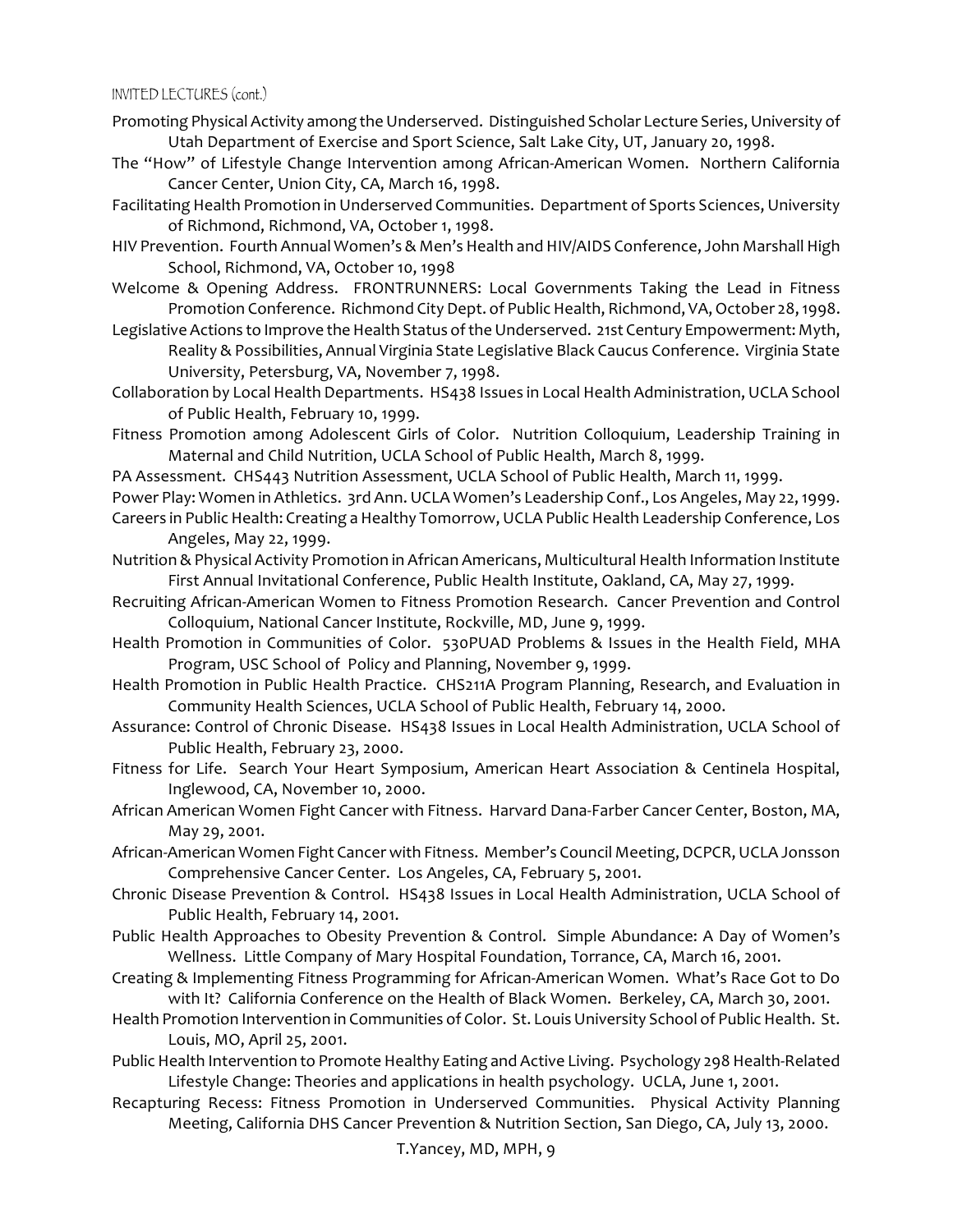INVITED LECTURES (cont.)

Promoting Physical Activity among the Underserved. Distinguished Scholar Lecture Series, University of Utah Department of Exercise and Sport Science, Salt Lake City, UT, January 20, 1998.

The "How" of Lifestyle Change Intervention among African-American Women. Northern California Cancer Center, Union City, CA, March 16, 1998.

Facilitating Health Promotion in Underserved Communities. Department of Sports Sciences, University of Richmond, Richmond, VA, October 1, 1998.

HIV Prevention. Fourth Annual Women's & Men's Health and HIV/AIDS Conference, John Marshall High School, Richmond, VA, October 10, 1998

Welcome & Opening Address. FRONTRUNNERS: Local Governments Taking the Lead in Fitness Promotion Conference. Richmond City Dept. of Public Health, Richmond, VA, October 28, 1998.

Legislative Actions to Improve the Health Status of the Underserved. 21st Century Empowerment: Myth, Reality & Possibilities, Annual Virginia State Legislative Black Caucus Conference. Virginia State University, Petersburg, VA, November 7, 1998.

Collaboration by Local Health Departments. HS438 Issues in Local Health Administration, UCLA School of Public Health, February 10, 1999.

Fitness Promotion among Adolescent Girls of Color. Nutrition Colloquium, Leadership Training in Maternal and Child Nutrition, UCLA School of Public Health, March 8, 1999.

PA Assessment. CHS443 Nutrition Assessment, UCLA School of Public Health, March 11, 1999.

Power Play: Women in Athletics. 3rd Ann. UCLA Women's Leadership Conf., Los Angeles, May 22, 1999.

Careers in Public Health: Creating a Healthy Tomorrow, UCLA Public Health Leadership Conference, Los Angeles, May 22, 1999.

Nutrition & Physical Activity Promotion in African Americans, Multicultural Health Information Institute First Annual Invitational Conference, Public Health Institute, Oakland, CA, May 27, 1999.

Recruiting African-American Women to Fitness Promotion Research. Cancer Prevention and Control Colloquium, National Cancer Institute, Rockville, MD, June 9, 1999.

Health Promotion in Communities of Color. 530PUAD Problems & Issues in the Health Field, MHA Program, USC School of Policy and Planning, November 9, 1999.

Health Promotion in Public Health Practice. CHS211A Program Planning, Research, and Evaluation in Community Health Sciences, UCLA School of Public Health, February 14, 2000.

Assurance: Control of Chronic Disease. HS438 Issues in Local Health Administration, UCLA School of Public Health, February 23, 2000.

Fitness for Life. Search Your Heart Symposium, American Heart Association & Centinela Hospital, Inglewood, CA, November 10, 2000.

African American Women Fight Cancer with Fitness. Harvard Dana-Farber Cancer Center, Boston, MA, May 29, 2001.

African-American Women Fight Cancer with Fitness. Member's Council Meeting, DCPCR, UCLA Jonsson Comprehensive Cancer Center. Los Angeles, CA, February 5, 2001.

Chronic Disease Prevention & Control. HS438 Issues in Local Health Administration, UCLA School of Public Health, February 14, 2001.

Public Health Approaches to Obesity Prevention & Control. Simple Abundance: A Day of Women's Wellness. Little Company of Mary Hospital Foundation, Torrance, CA, March 16, 2001.

Creating & Implementing Fitness Programming for African-American Women. What's Race Got to Do with It? California Conference on the Health of Black Women. Berkeley, CA, March 30, 2001.

Health Promotion Intervention in Communities of Color. St. Louis University School of Public Health. St. Louis, MO, April 25, 2001.

Public Health Intervention to Promote Healthy Eating and Active Living. Psychology 298 Health-Related Lifestyle Change: Theories and applications in health psychology. UCLA, June 1, 2001.

Recapturing Recess: Fitness Promotion in Underserved Communities. Physical Activity Planning Meeting, California DHS Cancer Prevention & Nutrition Section, San Diego, CA, July 13, 2000.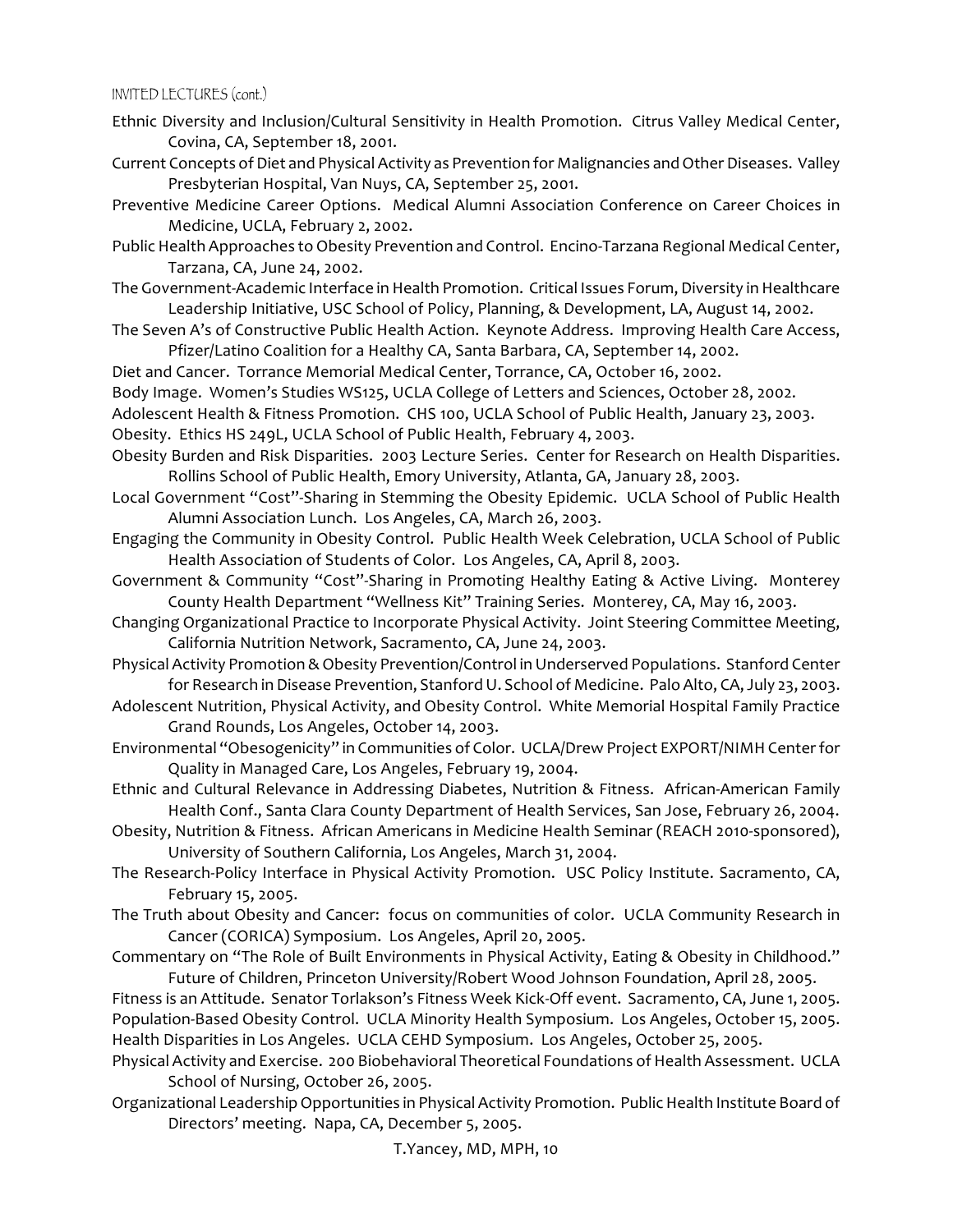INVITED LECTURES (cont.)

Ethnic Diversity and Inclusion/Cultural Sensitivity in Health Promotion. Citrus Valley Medical Center, Covina, CA, September 18, 2001.

Current Concepts of Diet and Physical Activity as Prevention for Malignancies and Other Diseases. Valley Presbyterian Hospital, Van Nuys, CA, September 25, 2001.

Preventive Medicine Career Options. Medical Alumni Association Conference on Career Choices in Medicine, UCLA, February 2, 2002.

Public Health Approaches to Obesity Prevention and Control. Encino-Tarzana Regional Medical Center, Tarzana, CA, June 24, 2002.

The Government-Academic Interface in Health Promotion. Critical Issues Forum, Diversity in Healthcare Leadership Initiative, USC School of Policy, Planning, & Development, LA, August 14, 2002.

The Seven A's of Constructive Public Health Action. Keynote Address. Improving Health Care Access, Pfizer/Latino Coalition for a Healthy CA, Santa Barbara, CA, September 14, 2002.

Diet and Cancer. Torrance Memorial Medical Center, Torrance, CA, October 16, 2002.

Body Image. Women's Studies WS125, UCLA College of Letters and Sciences, October 28, 2002.

Adolescent Health & Fitness Promotion. CHS 100, UCLA School of Public Health, January 23, 2003.

Obesity. Ethics HS 249L, UCLA School of Public Health, February 4, 2003.

Obesity Burden and Risk Disparities. 2003 Lecture Series. Center for Research on Health Disparities. Rollins School of Public Health, Emory University, Atlanta, GA, January 28, 2003.

Local Government "Cost"-Sharing in Stemming the Obesity Epidemic. UCLA School of Public Health Alumni Association Lunch. Los Angeles, CA, March 26, 2003.

Engaging the Community in Obesity Control. Public Health Week Celebration, UCLA School of Public Health Association of Students of Color. Los Angeles, CA, April 8, 2003.

Government & Community "Cost"-Sharing in Promoting Healthy Eating & Active Living. Monterey County Health Department "Wellness Kit" Training Series. Monterey, CA, May 16, 2003.

Changing Organizational Practice to Incorporate Physical Activity. Joint Steering Committee Meeting, California Nutrition Network, Sacramento, CA, June 24, 2003.

Physical Activity Promotion & Obesity Prevention/Control in Underserved Populations. Stanford Center for Research in Disease Prevention, Stanford U. School of Medicine. Palo Alto, CA, July 23, 2003.

Adolescent Nutrition, Physical Activity, and Obesity Control. White Memorial Hospital Family Practice Grand Rounds, Los Angeles, October 14, 2003.

Environmental "Obesogenicity" in Communities of Color. UCLA/Drew Project EXPORT/NIMH Center for Quality in Managed Care, Los Angeles, February 19, 2004.

Ethnic and Cultural Relevance in Addressing Diabetes, Nutrition & Fitness. African-American Family Health Conf., Santa Clara County Department of Health Services, San Jose, February 26, 2004.

Obesity, Nutrition & Fitness. African Americans in Medicine Health Seminar (REACH 2010-sponsored), University of Southern California, Los Angeles, March 31, 2004.

The Research-Policy Interface in Physical Activity Promotion. USC Policy Institute. Sacramento, CA, February 15, 2005.

The Truth about Obesity and Cancer: focus on communities of color. UCLA Community Research in Cancer (CORICA) Symposium. Los Angeles, April 20, 2005.

Commentary on "The Role of Built Environments in Physical Activity, Eating & Obesity in Childhood." Future of Children, Princeton University/Robert Wood Johnson Foundation, April 28, 2005.

Fitness is an Attitude. Senator Torlakson's Fitness Week Kick-Off event. Sacramento, CA, June 1, 2005.

Population-Based Obesity Control. UCLA Minority Health Symposium. Los Angeles, October 15, 2005.

Health Disparities in Los Angeles. UCLA CEHD Symposium. Los Angeles, October 25, 2005.

Physical Activity and Exercise. 200 Biobehavioral Theoretical Foundations of Health Assessment. UCLA School of Nursing, October 26, 2005.

Organizational Leadership Opportunities in Physical Activity Promotion. Public Health Institute Board of Directors' meeting. Napa, CA, December 5, 2005.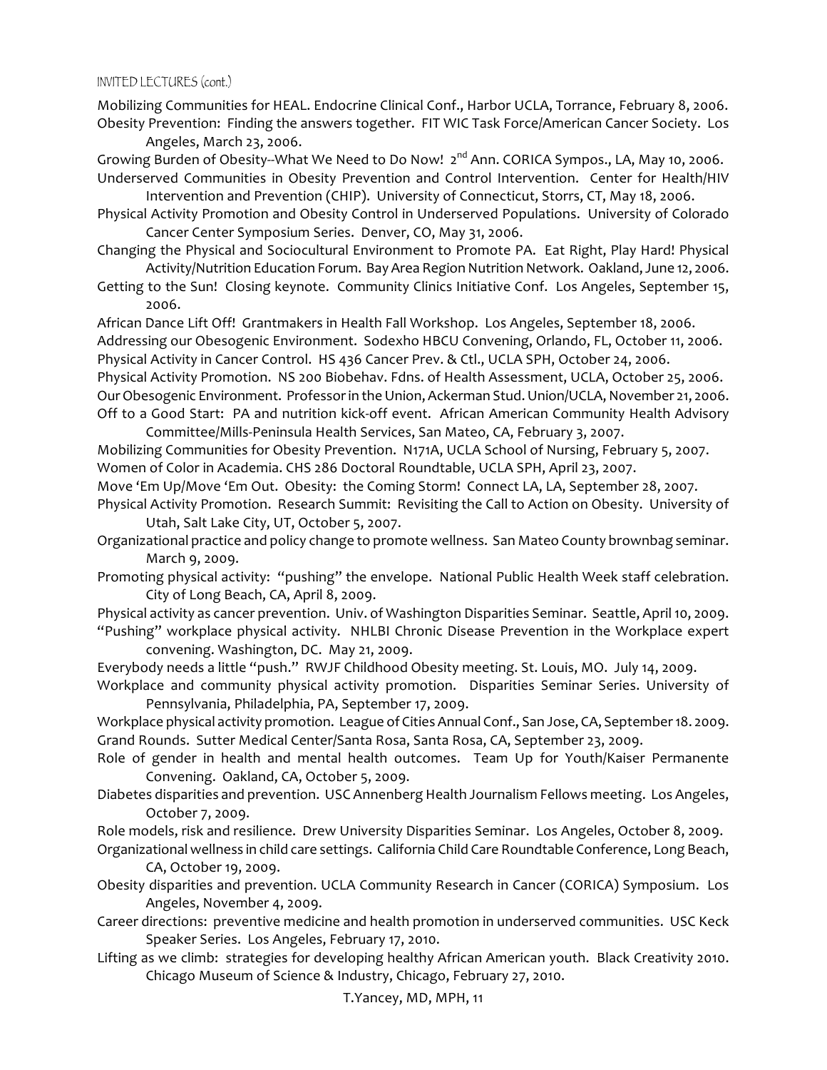INVITED LECTURES (cont.)

Mobilizing Communities for HEAL. Endocrine Clinical Conf., Harbor UCLA, Torrance, February 8, 2006.

Obesity Prevention: Finding the answers together. FIT WIC Task Force/American Cancer Society. Los Angeles, March 23, 2006.

Growing Burden of Obesity--What We Need to Do Now! 2nd Ann. CORICA Sympos., LA, May 10, 2006.

Underserved Communities in Obesity Prevention and Control Intervention. Center for Health/HIV Intervention and Prevention (CHIP). University of Connecticut, Storrs, CT, May 18, 2006.

Physical Activity Promotion and Obesity Control in Underserved Populations. University of Colorado Cancer Center Symposium Series. Denver, CO, May 31, 2006.

Changing the Physical and Sociocultural Environment to Promote PA. Eat Right, Play Hard! Physical Activity/Nutrition Education Forum. Bay Area Region Nutrition Network. Oakland, June 12, 2006.

Getting to the Sun! Closing keynote. Community Clinics Initiative Conf. Los Angeles, September 15, 2006.

African Dance Lift Off! Grantmakers in Health Fall Workshop. Los Angeles, September 18, 2006.

Addressing our Obesogenic Environment. Sodexho HBCU Convening, Orlando, FL, October 11, 2006.

Physical Activity in Cancer Control. HS 436 Cancer Prev. & Ctl., UCLA SPH, October 24, 2006.

Physical Activity Promotion. NS 200 Biobehav. Fdns. of Health Assessment, UCLA, October 25, 2006.

Our Obesogenic Environment. Professor in the Union, Ackerman Stud. Union/UCLA, November 21, 2006.

Off to a Good Start: PA and nutrition kick-off event. African American Community Health Advisory Committee/Mills-Peninsula Health Services, San Mateo, CA, February 3, 2007.

Mobilizing Communities for Obesity Prevention. N171A, UCLA School of Nursing, February 5, 2007.

Women of Color in Academia. CHS 286 Doctoral Roundtable, UCLA SPH, April 23, 2007.

Move 'Em Up/Move 'Em Out. Obesity: the Coming Storm! Connect LA, LA, September 28, 2007.

Physical Activity Promotion. Research Summit: Revisiting the Call to Action on Obesity. University of Utah, Salt Lake City, UT, October 5, 2007.

Organizational practice and policy change to promote wellness. San Mateo County brownbag seminar. March 9, 2009.

Promoting physical activity: "pushing" the envelope. National Public Health Week staff celebration. City of Long Beach, CA, April 8, 2009.

Physical activity as cancer prevention. Univ. of Washington Disparities Seminar. Seattle, April 10, 2009.

"Pushing" workplace physical activity. NHLBI Chronic Disease Prevention in the Workplace expert convening. Washington, DC. May 21, 2009.

Everybody needs a little "push." RWJF Childhood Obesity meeting. St. Louis, MO. July 14, 2009.

Workplace and community physical activity promotion. Disparities Seminar Series. University of Pennsylvania, Philadelphia, PA, September 17, 2009.

Workplace physical activity promotion. League of Cities Annual Conf., San Jose, CA, September 18. 2009.

Grand Rounds. Sutter Medical Center/Santa Rosa, Santa Rosa, CA, September 23, 2009.

Role of gender in health and mental health outcomes. Team Up for Youth/Kaiser Permanente Convening. Oakland, CA, October 5, 2009.

Diabetes disparities and prevention. USC Annenberg Health Journalism Fellows meeting. Los Angeles, October 7, 2009.

Role models, risk and resilience. Drew University Disparities Seminar. Los Angeles, October 8, 2009.

Organizational wellness in child care settings. California Child Care Roundtable Conference, Long Beach, CA, October 19, 2009.

Obesity disparities and prevention. UCLA Community Research in Cancer (CORICA) Symposium. Los Angeles, November 4, 2009.

Career directions: preventive medicine and health promotion in underserved communities. USC Keck Speaker Series. Los Angeles, February 17, 2010.

Lifting as we climb: strategies for developing healthy African American youth. Black Creativity 2010. Chicago Museum of Science & Industry, Chicago, February 27, 2010.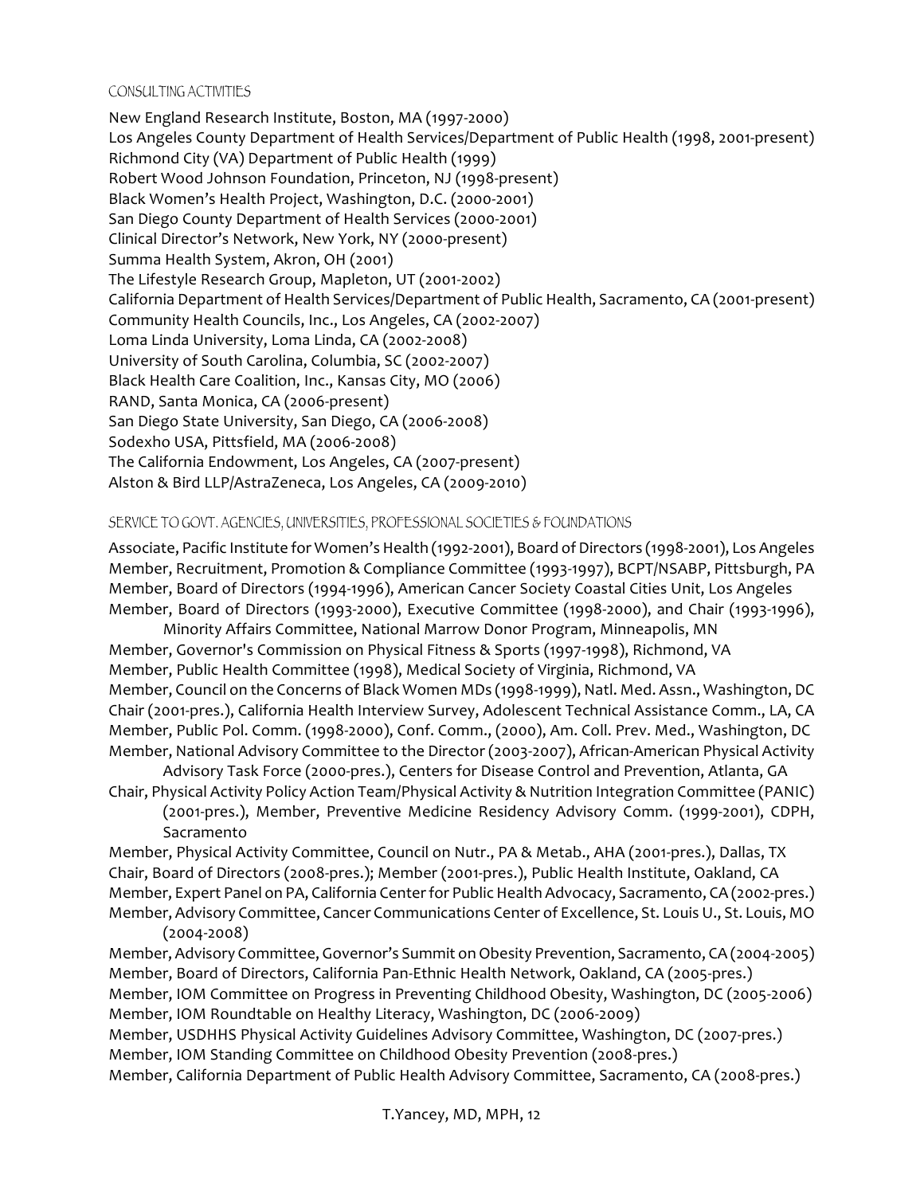## CONSULTING ACTIVITIES

New England Research Institute, Boston, MA (1997-2000)
Los Angeles County Department of Health Services/Department of Public Health (1998, 2001-present)
Richmond City (VA) Department of Public Health (1999)
Robert Wood Johnson Foundation, Princeton, NJ (1998-present)
Black Women's Health Project, Washington, D.C. (2000-2001)
San Diego County Department of Health Services (2000-2001)
Clinical Director's Network, New York, NY (2000-present)
Summa Health System, Akron, OH (2001)
The Lifestyle Research Group, Mapleton, UT (2001-2002)
California Department of Health Services/Department of Public Health, Sacramento, CA (2001-present)
Community Health Councils, Inc., Los Angeles, CA (2002-2007)
Loma Linda University, Loma Linda, CA (2002-2008)
University of South Carolina, Columbia, SC (2002-2007)
Black Health Care Coalition, Inc., Kansas City, MO (2006)
RAND, Santa Monica, CA (2006-present)
San Diego State University, San Diego, CA (2006-2008)
Sodexho USA, Pittsfield, MA (2006-2008)
The California Endowment, Los Angeles, CA (2007-present)
Alston & Bird LLP/AstraZeneca, Los Angeles, CA (2009-2010)

## SERVICE TO GOVT. AGENCIES, UNIVERSITIES, PROFESSIONAL SOCIETIES & FOUNDATIONS

Associate, Pacific Institute for Women's Health (1992-2001), Board of Directors (1998-2001), Los Angeles
Member, Recruitment, Promotion & Compliance Committee (1993-1997), BCPT/NSABP, Pittsburgh, PA
Member, Board of Directors (1994-1996), American Cancer Society Coastal Cities Unit, Los Angeles
Member, Board of Directors (1993-2000), Executive Committee (1998-2000), and Chair (1993-1996), Minority Affairs Committee, National Marrow Donor Program, Minneapolis, MN
Member, Governor's Commission on Physical Fitness & Sports (1997-1998), Richmond, VA
Member, Public Health Committee (1998), Medical Society of Virginia, Richmond, VA
Member, Council on the Concerns of Black Women MDs (1998-1999), Natl. Med. Assn., Washington, DC
Chair (2001-pres.), California Health Interview Survey, Adolescent Technical Assistance Comm., LA, CA
Member, Public Pol. Comm. (1998-2000), Conf. Comm., (2000), Am. Coll. Prev. Med., Washington, DC
Member, National Advisory Committee to the Director (2003-2007), African-American Physical Activity Advisory Task Force (2000-pres.), Centers for Disease Control and Prevention, Atlanta, GA
Chair, Physical Activity Policy Action Team/Physical Activity & Nutrition Integration Committee (PANIC) (2001-pres.), Member, Preventive Medicine Residency Advisory Comm. (1999-2001), CDPH, Sacramento
Member, Physical Activity Committee, Council on Nutr., PA & Metab., AHA (2001-pres.), Dallas, TX
Chair, Board of Directors (2008-pres.); Member (2001-pres.), Public Health Institute, Oakland, CA
Member, Expert Panel on PA, California Center for Public Health Advocacy, Sacramento, CA (2002-pres.)
Member, Advisory Committee, Cancer Communications Center of Excellence, St. Louis U., St. Louis, MO (2004-2008)
Member, Advisory Committee, Governor's Summit on Obesity Prevention, Sacramento, CA (2004-2005)
Member, Board of Directors, California Pan-Ethnic Health Network, Oakland, CA (2005-pres.)
Member, IOM Committee on Progress in Preventing Childhood Obesity, Washington, DC (2005-2006)
Member, IOM Roundtable on Healthy Literacy, Washington, DC (2006-2009)
Member, USDHHS Physical Activity Guidelines Advisory Committee, Washington, DC (2007-pres.)
Member, IOM Standing Committee on Childhood Obesity Prevention (2008-pres.)
Member, California Department of Public Health Advisory Committee, Sacramento, CA (2008-pres.)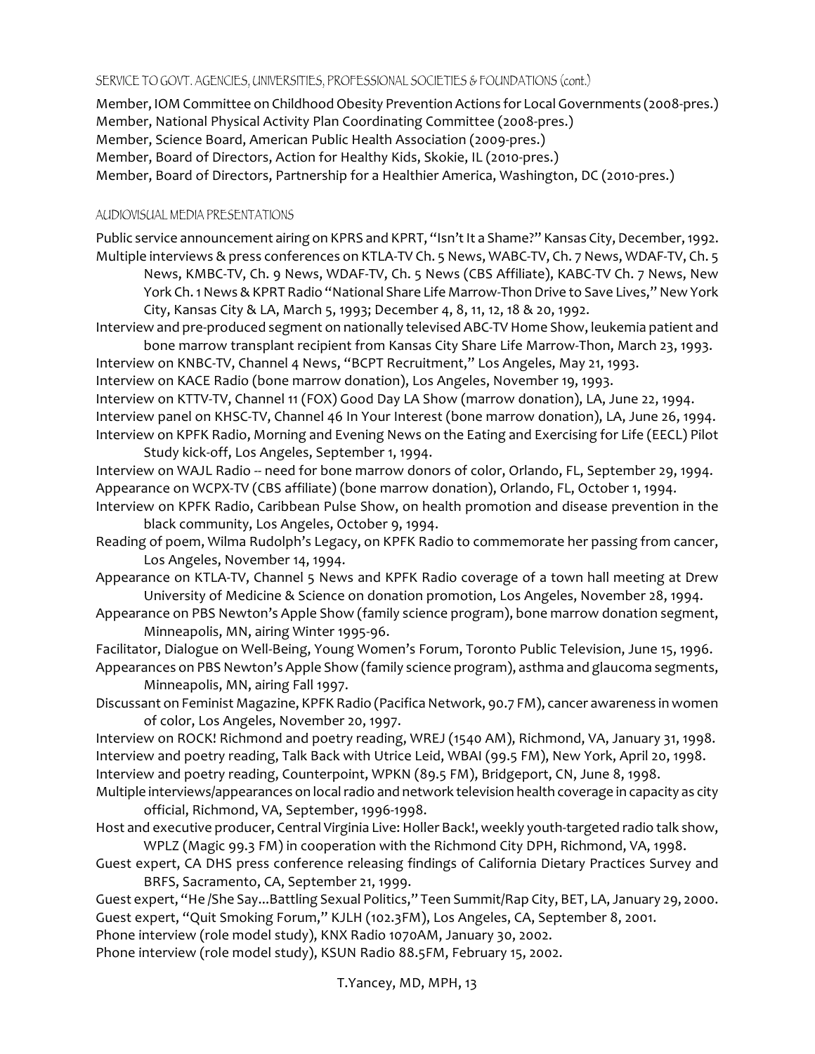## SERVICE TO GOVT. AGENCIES, UNIVERSITIES, PROFESSIONAL SOCIETIES & FOUNDATIONS (cont.)

Member, IOM Committee on Childhood Obesity Prevention Actions for Local Governments (2008-pres.)
Member, National Physical Activity Plan Coordinating Committee (2008-pres.)
Member, Science Board, American Public Health Association (2009-pres.)
Member, Board of Directors, Action for Healthy Kids, Skokie, IL (2010-pres.)
Member, Board of Directors, Partnership for a Healthier America, Washington, DC (2010-pres.)

## AUDIOVISUAL MEDIA PRESENTATIONS

Public service announcement airing on KPRS and KPRT, "Isn't It a Shame?" Kansas City, December, 1992.

Multiple interviews & press conferences on KTLA-TV Ch. 5 News, WABC-TV, Ch. 7 News, WDAF-TV, Ch. 5 News, KMBC-TV, Ch. 9 News, WDAF-TV, Ch. 5 News (CBS Affiliate), KABC-TV Ch. 7 News, New York Ch. 1 News & KPRT Radio "National Share Life Marrow-Thon Drive to Save Lives," New York City, Kansas City & LA, March 5, 1993; December 4, 8, 11, 12, 18 & 20, 1992.

Interview and pre-produced segment on nationally televised ABC-TV Home Show, leukemia patient and bone marrow transplant recipient from Kansas City Share Life Marrow-Thon, March 23, 1993.

Interview on KNBC-TV, Channel 4 News, "BCPT Recruitment," Los Angeles, May 21, 1993.

Interview on KACE Radio (bone marrow donation), Los Angeles, November 19, 1993.

Interview on KTTV-TV, Channel 11 (FOX) Good Day LA Show (marrow donation), LA, June 22, 1994.

Interview panel on KHSC-TV, Channel 46 In Your Interest (bone marrow donation), LA, June 26, 1994.

Interview on KPFK Radio, Morning and Evening News on the Eating and Exercising for Life (EECL) Pilot Study kick-off, Los Angeles, September 1, 1994.

Interview on WAJL Radio -- need for bone marrow donors of color, Orlando, FL, September 29, 1994.

Appearance on WCPX-TV (CBS affiliate) (bone marrow donation), Orlando, FL, October 1, 1994.

Interview on KPFK Radio, Caribbean Pulse Show, on health promotion and disease prevention in the black community, Los Angeles, October 9, 1994.

Reading of poem, Wilma Rudolph's Legacy, on KPFK Radio to commemorate her passing from cancer, Los Angeles, November 14, 1994.

Appearance on KTLA-TV, Channel 5 News and KPFK Radio coverage of a town hall meeting at Drew University of Medicine & Science on donation promotion, Los Angeles, November 28, 1994.

Appearance on PBS Newton's Apple Show (family science program), bone marrow donation segment, Minneapolis, MN, airing Winter 1995-96.

Facilitator, Dialogue on Well-Being, Young Women's Forum, Toronto Public Television, June 15, 1996.

Appearances on PBS Newton's Apple Show (family science program), asthma and glaucoma segments, Minneapolis, MN, airing Fall 1997.

Discussant on Feminist Magazine, KPFK Radio (Pacifica Network, 90.7 FM), cancer awareness in women of color, Los Angeles, November 20, 1997.

Interview on ROCK! Richmond and poetry reading, WREJ (1540 AM), Richmond, VA, January 31, 1998.

Interview and poetry reading, Talk Back with Utrice Leid, WBAI (99.5 FM), New York, April 20, 1998.

Interview and poetry reading, Counterpoint, WPKN (89.5 FM), Bridgeport, CN, June 8, 1998.

Multiple interviews/appearances on local radio and network television health coverage in capacity as city official, Richmond, VA, September, 1996-1998.

Host and executive producer, Central Virginia Live: Holler Back!, weekly youth-targeted radio talk show, WPLZ (Magic 99.3 FM) in cooperation with the Richmond City DPH, Richmond, VA, 1998.

Guest expert, CA DHS press conference releasing findings of California Dietary Practices Survey and BRFS, Sacramento, CA, September 21, 1999.

Guest expert, "He /She Say...Battling Sexual Politics," Teen Summit/Rap City, BET, LA, January 29, 2000.

Guest expert, "Quit Smoking Forum," KJLH (102.3FM), Los Angeles, CA, September 8, 2001.

Phone interview (role model study), KNX Radio 1070AM, January 30, 2002.

Phone interview (role model study), KSUN Radio 88.5FM, February 15, 2002.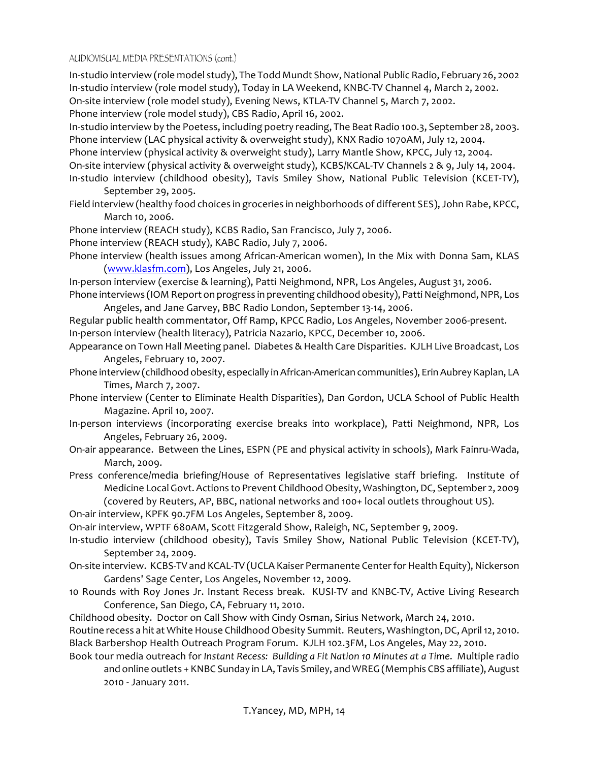AUDIOVISUAL MEDIA PRESENTATIONS (cont.)

In-studio interview (role model study), The Todd Mundt Show, National Public Radio, February 26, 2002

In-studio interview (role model study), Today in LA Weekend, KNBC-TV Channel 4, March 2, 2002.

On-site interview (role model study), Evening News, KTLA-TV Channel 5, March 7, 2002.

Phone interview (role model study), CBS Radio, April 16, 2002.

In-studio interview by the Poetess, including poetry reading, The Beat Radio 100.3, September 28, 2003.

Phone interview (LAC physical activity & overweight study), KNX Radio 1070AM, July 12, 2004.

Phone interview (physical activity & overweight study), Larry Mantle Show, KPCC, July 12, 2004.

On-site interview (physical activity & overweight study), KCBS/KCAL-TV Channels 2 & 9, July 14, 2004.

In-studio interview (childhood obesity), Tavis Smiley Show, National Public Television (KCET-TV), September 29, 2005.

Field interview (healthy food choices in groceries in neighborhoods of different SES), John Rabe, KPCC, March 10, 2006.

Phone interview (REACH study), KCBS Radio, San Francisco, July 7, 2006.

Phone interview (REACH study), KABC Radio, July 7, 2006.

Phone interview (health issues among African-American women), In the Mix with Donna Sam, KLAS (www.klasfm.com), Los Angeles, July 21, 2006.

In-person interview (exercise & learning), Patti Neighmond, NPR, Los Angeles, August 31, 2006.

Phone interviews (IOM Report on progress in preventing childhood obesity), Patti Neighmond, NPR, Los Angeles, and Jane Garvey, BBC Radio London, September 13-14, 2006.

Regular public health commentator, Off Ramp, KPCC Radio, Los Angeles, November 2006-present.

In-person interview (health literacy), Patricia Nazario, KPCC, December 10, 2006.

Appearance on Town Hall Meeting panel. Diabetes & Health Care Disparities. KJLH Live Broadcast, Los Angeles, February 10, 2007.

Phone interview (childhood obesity, especially in African-American communities), Erin Aubrey Kaplan, LA Times, March 7, 2007.

Phone interview (Center to Eliminate Health Disparities), Dan Gordon, UCLA School of Public Health Magazine. April 10, 2007.

In-person interviews (incorporating exercise breaks into workplace), Patti Neighmond, NPR, Los Angeles, February 26, 2009.

On-air appearance. Between the Lines, ESPN (PE and physical activity in schools), Mark Fainru-Wada, March, 2009.

Press conference/media briefing/House of Representatives legislative staff briefing. Institute of Medicine Local Govt. Actions to Prevent Childhood Obesity, Washington, DC, September 2, 2009 (covered by Reuters, AP, BBC, national networks and 100+ local outlets throughout US).

On-air interview, KPFK 90.7FM Los Angeles, September 8, 2009.

On-air interview, WPTF 680AM, Scott Fitzgerald Show, Raleigh, NC, September 9, 2009.

In-studio interview (childhood obesity), Tavis Smiley Show, National Public Television (KCET-TV), September 24, 2009.

On-site interview. KCBS-TV and KCAL-TV (UCLA Kaiser Permanente Center for Health Equity), Nickerson Gardens' Sage Center, Los Angeles, November 12, 2009.

10 Rounds with Roy Jones Jr. Instant Recess break. KUSI-TV and KNBC-TV, Active Living Research Conference, San Diego, CA, February 11, 2010.

Childhood obesity. Doctor on Call Show with Cindy Osman, Sirius Network, March 24, 2010.

Routine recess a hit at White House Childhood Obesity Summit. Reuters, Washington, DC, April 12, 2010.

Black Barbershop Health Outreach Program Forum. KJLH 102.3FM, Los Angeles, May 22, 2010.

Book tour media outreach for *Instant Recess: Building a Fit Nation 10 Minutes at a Time*. Multiple radio and online outlets + KNBC Sunday in LA, Tavis Smiley, and WREG (Memphis CBS affiliate), August 2010 - January 2011.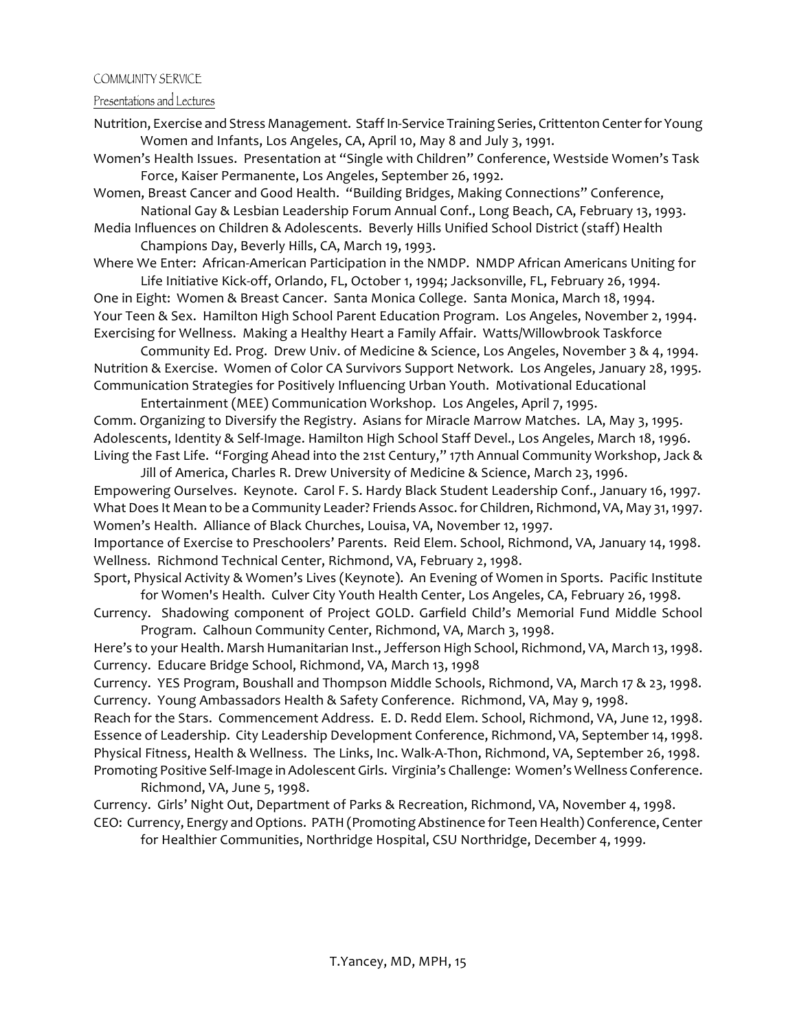## COMMUNITY SERVICE

### Presentations and Lectures

Nutrition, Exercise and Stress Management. Staff In-Service Training Series, Crittenton Center for Young Women and Infants, Los Angeles, CA, April 10, May 8 and July 3, 1991.

Women's Health Issues. Presentation at "Single with Children" Conference, Westside Women's Task Force, Kaiser Permanente, Los Angeles, September 26, 1992.

Women, Breast Cancer and Good Health. "Building Bridges, Making Connections" Conference, National Gay & Lesbian Leadership Forum Annual Conf., Long Beach, CA, February 13, 1993.

Media Influences on Children & Adolescents. Beverly Hills Unified School District (staff) Health Champions Day, Beverly Hills, CA, March 19, 1993.

Where We Enter: African-American Participation in the NMDP. NMDP African Americans Uniting for Life Initiative Kick-off, Orlando, FL, October 1, 1994; Jacksonville, FL, February 26, 1994.

One in Eight: Women & Breast Cancer. Santa Monica College. Santa Monica, March 18, 1994.

Your Teen & Sex. Hamilton High School Parent Education Program. Los Angeles, November 2, 1994.

Exercising for Wellness. Making a Healthy Heart a Family Affair. Watts/Willowbrook Taskforce Community Ed. Prog. Drew Univ. of Medicine & Science, Los Angeles, November 3 & 4, 1994.

Nutrition & Exercise. Women of Color CA Survivors Support Network. Los Angeles, January 28, 1995.

Communication Strategies for Positively Influencing Urban Youth. Motivational Educational Entertainment (MEE) Communication Workshop. Los Angeles, April 7, 1995.

Comm. Organizing to Diversify the Registry. Asians for Miracle Marrow Matches. LA, May 3, 1995.

Adolescents, Identity & Self-Image. Hamilton High School Staff Devel., Los Angeles, March 18, 1996.

Living the Fast Life. "Forging Ahead into the 21st Century," 17th Annual Community Workshop, Jack & Jill of America, Charles R. Drew University of Medicine & Science, March 23, 1996.

Empowering Ourselves. Keynote. Carol F. S. Hardy Black Student Leadership Conf., January 16, 1997.

What Does It Mean to be a Community Leader? Friends Assoc. for Children, Richmond, VA, May 31, 1997.

Women's Health. Alliance of Black Churches, Louisa, VA, November 12, 1997.

Importance of Exercise to Preschoolers' Parents. Reid Elem. School, Richmond, VA, January 14, 1998.

Wellness. Richmond Technical Center, Richmond, VA, February 2, 1998.

Sport, Physical Activity & Women's Lives (Keynote). An Evening of Women in Sports. Pacific Institute for Women's Health. Culver City Youth Health Center, Los Angeles, CA, February 26, 1998.

Currency. Shadowing component of Project GOLD. Garfield Child's Memorial Fund Middle School Program. Calhoun Community Center, Richmond, VA, March 3, 1998.

Here's to your Health. Marsh Humanitarian Inst., Jefferson High School, Richmond, VA, March 13, 1998.

Currency. Educare Bridge School, Richmond, VA, March 13, 1998

Currency. YES Program, Boushall and Thompson Middle Schools, Richmond, VA, March 17 & 23, 1998.

Currency. Young Ambassadors Health & Safety Conference. Richmond, VA, May 9, 1998.

Reach for the Stars. Commencement Address. E. D. Redd Elem. School, Richmond, VA, June 12, 1998.

Essence of Leadership. City Leadership Development Conference, Richmond, VA, September 14, 1998.

Physical Fitness, Health & Wellness. The Links, Inc. Walk-A-Thon, Richmond, VA, September 26, 1998.

Promoting Positive Self-Image in Adolescent Girls. Virginia's Challenge: Women's Wellness Conference. Richmond, VA, June 5, 1998.

Currency. Girls' Night Out, Department of Parks & Recreation, Richmond, VA, November 4, 1998.

CEO: Currency, Energy and Options. PATH (Promoting Abstinence for Teen Health) Conference, Center for Healthier Communities, Northridge Hospital, CSU Northridge, December 4, 1999.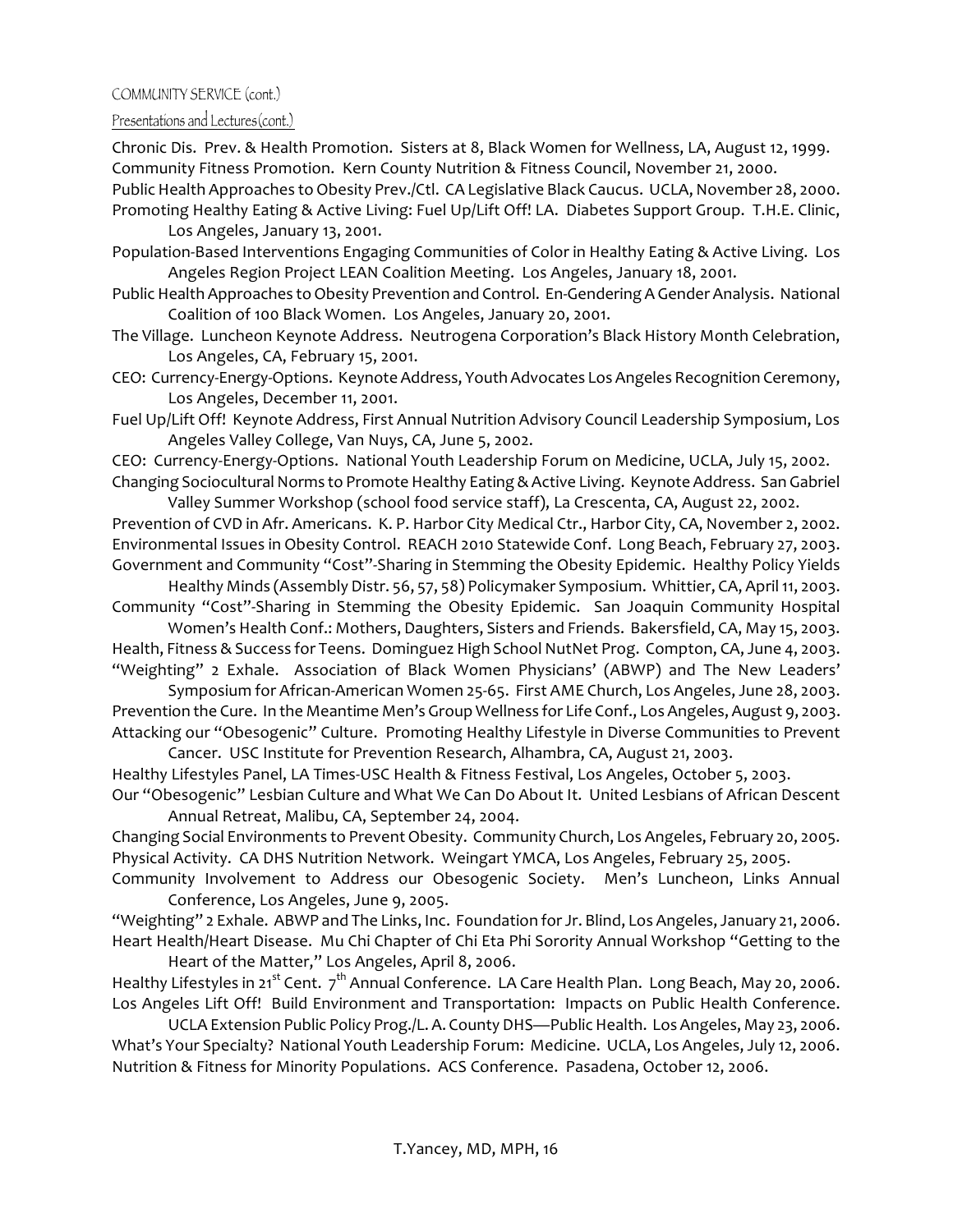COMMUNITY SERVICE (cont.)

Presentations and Lectures (cont.)

Chronic Dis. Prev. & Health Promotion. Sisters at 8, Black Women for Wellness, LA, August 12, 1999.

Community Fitness Promotion. Kern County Nutrition & Fitness Council, November 21, 2000.

Public Health Approaches to Obesity Prev./Ctl. CA Legislative Black Caucus. UCLA, November 28, 2000.

Promoting Healthy Eating & Active Living: Fuel Up/Lift Off! LA. Diabetes Support Group. T.H.E. Clinic, Los Angeles, January 13, 2001.

Population-Based Interventions Engaging Communities of Color in Healthy Eating & Active Living. Los Angeles Region Project LEAN Coalition Meeting. Los Angeles, January 18, 2001.

Public Health Approaches to Obesity Prevention and Control. En-Gendering A Gender Analysis. National Coalition of 100 Black Women. Los Angeles, January 20, 2001.

The Village. Luncheon Keynote Address. Neutrogena Corporation's Black History Month Celebration, Los Angeles, CA, February 15, 2001.

CEO: Currency-Energy-Options. Keynote Address, Youth Advocates Los Angeles Recognition Ceremony, Los Angeles, December 11, 2001.

Fuel Up/Lift Off! Keynote Address, First Annual Nutrition Advisory Council Leadership Symposium, Los Angeles Valley College, Van Nuys, CA, June 5, 2002.

CEO: Currency-Energy-Options. National Youth Leadership Forum on Medicine, UCLA, July 15, 2002.

Changing Sociocultural Norms to Promote Healthy Eating & Active Living. Keynote Address. San Gabriel Valley Summer Workshop (school food service staff), La Crescenta, CA, August 22, 2002.

Prevention of CVD in Afr. Americans. K. P. Harbor City Medical Ctr., Harbor City, CA, November 2, 2002.

Environmental Issues in Obesity Control. REACH 2010 Statewide Conf. Long Beach, February 27, 2003.

Government and Community "Cost"-Sharing in Stemming the Obesity Epidemic. Healthy Policy Yields Healthy Minds (Assembly Distr. 56, 57, 58) Policymaker Symposium. Whittier, CA, April 11, 2003.

Community "Cost"-Sharing in Stemming the Obesity Epidemic. San Joaquin Community Hospital Women's Health Conf.: Mothers, Daughters, Sisters and Friends. Bakersfield, CA, May 15, 2003.

Health, Fitness & Success for Teens. Dominguez High School NutNet Prog. Compton, CA, June 4, 2003.

"Weighting" 2 Exhale. Association of Black Women Physicians' (ABWP) and The New Leaders' Symposium for African-American Women 25-65. First AME Church, Los Angeles, June 28, 2003.

Prevention the Cure. In the Meantime Men's Group Wellness for Life Conf., Los Angeles, August 9, 2003.

Attacking our "Obesogenic" Culture. Promoting Healthy Lifestyle in Diverse Communities to Prevent Cancer. USC Institute for Prevention Research, Alhambra, CA, August 21, 2003.

Healthy Lifestyles Panel, LA Times-USC Health & Fitness Festival, Los Angeles, October 5, 2003.

Our "Obesogenic" Lesbian Culture and What We Can Do About It. United Lesbians of African Descent Annual Retreat, Malibu, CA, September 24, 2004.

Changing Social Environments to Prevent Obesity. Community Church, Los Angeles, February 20, 2005.

Physical Activity. CA DHS Nutrition Network. Weingart YMCA, Los Angeles, February 25, 2005.

Community Involvement to Address our Obesogenic Society. Men's Luncheon, Links Annual Conference, Los Angeles, June 9, 2005.

"Weighting" 2 Exhale. ABWP and The Links, Inc. Foundation for Jr. Blind, Los Angeles, January 21, 2006.

Heart Health/Heart Disease. Mu Chi Chapter of Chi Eta Phi Sorority Annual Workshop "Getting to the Heart of the Matter," Los Angeles, April 8, 2006.

Healthy Lifestyles in 21st Cent. 7th Annual Conference. LA Care Health Plan. Long Beach, May 20, 2006.

Los Angeles Lift Off! Build Environment and Transportation: Impacts on Public Health Conference. UCLA Extension Public Policy Prog./L. A. County DHS—Public Health. Los Angeles, May 23, 2006.

What's Your Specialty? National Youth Leadership Forum: Medicine. UCLA, Los Angeles, July 12, 2006.

Nutrition & Fitness for Minority Populations. ACS Conference. Pasadena, October 12, 2006.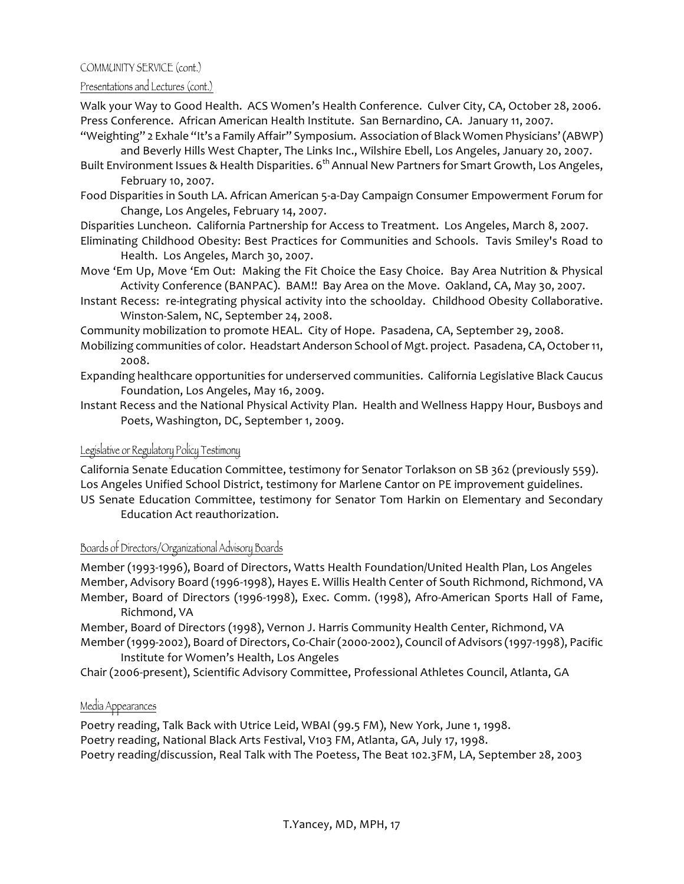COMMUNITY SERVICE (cont.)

Presentations and Lectures (cont.)

Walk your Way to Good Health. ACS Women's Health Conference. Culver City, CA, October 28, 2006.

Press Conference. African American Health Institute. San Bernardino, CA. January 11, 2007.

"Weighting" 2 Exhale "It's a Family Affair" Symposium. Association of Black Women Physicians' (ABWP) and Beverly Hills West Chapter, The Links Inc., Wilshire Ebell, Los Angeles, January 20, 2007.

Built Environment Issues & Health Disparities. 6th Annual New Partners for Smart Growth, Los Angeles, February 10, 2007.

Food Disparities in South LA. African American 5-a-Day Campaign Consumer Empowerment Forum for Change, Los Angeles, February 14, 2007.

Disparities Luncheon. California Partnership for Access to Treatment. Los Angeles, March 8, 2007.

Eliminating Childhood Obesity: Best Practices for Communities and Schools. Tavis Smiley's Road to Health. Los Angeles, March 30, 2007.

Move 'Em Up, Move 'Em Out: Making the Fit Choice the Easy Choice. Bay Area Nutrition & Physical Activity Conference (BANPAC). BAM!! Bay Area on the Move. Oakland, CA, May 30, 2007.

Instant Recess: re-integrating physical activity into the schoolday. Childhood Obesity Collaborative. Winston-Salem, NC, September 24, 2008.

Community mobilization to promote HEAL. City of Hope. Pasadena, CA, September 29, 2008.

Mobilizing communities of color. Headstart Anderson School of Mgt. project. Pasadena, CA, October 11, 2008.

Expanding healthcare opportunities for underserved communities. California Legislative Black Caucus Foundation, Los Angeles, May 16, 2009.

Instant Recess and the National Physical Activity Plan. Health and Wellness Happy Hour, Busboys and Poets, Washington, DC, September 1, 2009.

Legislative or Regulatory Policy Testimony

California Senate Education Committee, testimony for Senator Torlakson on SB 362 (previously 559).

Los Angeles Unified School District, testimony for Marlene Cantor on PE improvement guidelines.

US Senate Education Committee, testimony for Senator Tom Harkin on Elementary and Secondary Education Act reauthorization.

Boards of Directors/Organizational Advisory Boards

Member (1993-1996), Board of Directors, Watts Health Foundation/United Health Plan, Los Angeles

Member, Advisory Board (1996-1998), Hayes E. Willis Health Center of South Richmond, Richmond, VA

Member, Board of Directors (1996-1998), Exec. Comm. (1998), Afro-American Sports Hall of Fame, Richmond, VA

Member, Board of Directors (1998), Vernon J. Harris Community Health Center, Richmond, VA

Member (1999-2002), Board of Directors, Co-Chair (2000-2002), Council of Advisors (1997-1998), Pacific Institute for Women's Health, Los Angeles

Chair (2006-present), Scientific Advisory Committee, Professional Athletes Council, Atlanta, GA

Media Appearances

Poetry reading, Talk Back with Utrice Leid, WBAI (99.5 FM), New York, June 1, 1998.

Poetry reading, National Black Arts Festival, V103 FM, Atlanta, GA, July 17, 1998.

Poetry reading/discussion, Real Talk with The Poetess, The Beat 102.3FM, LA, September 28, 2003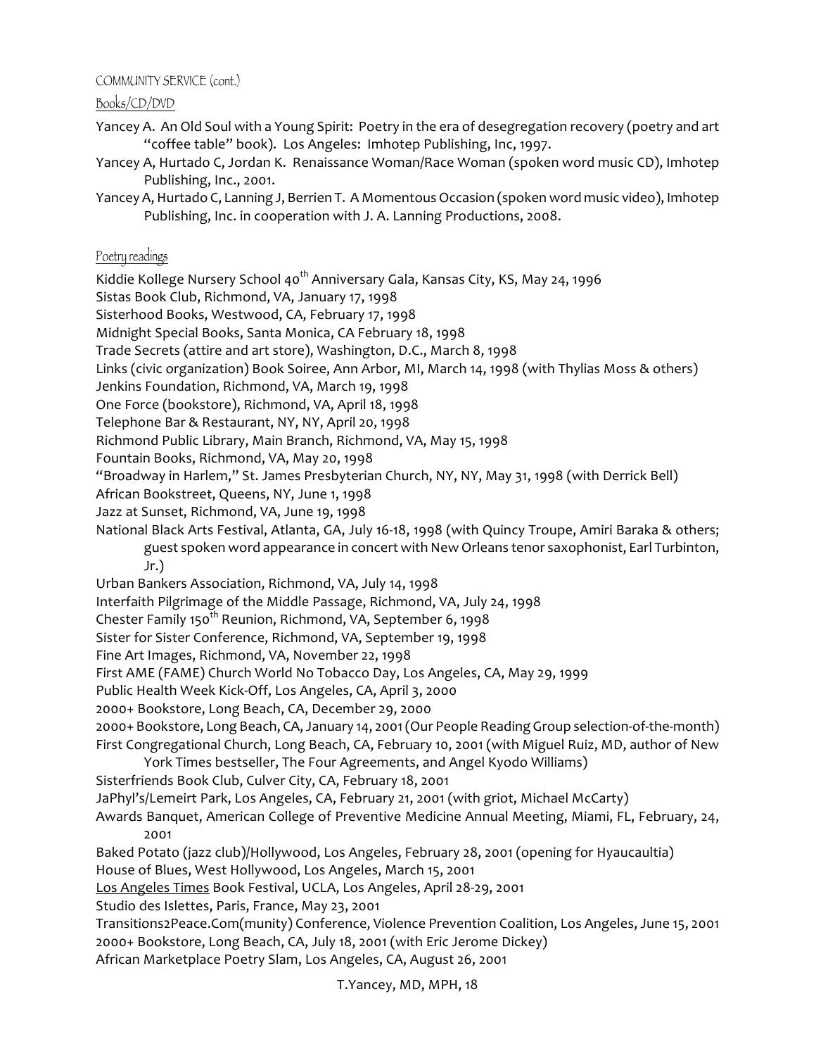COMMUNITY SERVICE (cont.)

Books/CD/DVD

Yancey A. An Old Soul with a Young Spirit: Poetry in the era of desegregation recovery (poetry and art "coffee table" book). Los Angeles: Imhotep Publishing, Inc, 1997.

Yancey A, Hurtado C, Jordan K. Renaissance Woman/Race Woman (spoken word music CD), Imhotep Publishing, Inc., 2001.

Yancey A, Hurtado C, Lanning J, Berrien T. A Momentous Occasion (spoken word music video), Imhotep Publishing, Inc. in cooperation with J. A. Lanning Productions, 2008.

Poetry readings

Kiddie Kollege Nursery School 40th Anniversary Gala, Kansas City, KS, May 24, 1996
Sistas Book Club, Richmond, VA, January 17, 1998
Sisterhood Books, Westwood, CA, February 17, 1998
Midnight Special Books, Santa Monica, CA February 18, 1998
Trade Secrets (attire and art store), Washington, D.C., March 8, 1998
Links (civic organization) Book Soiree, Ann Arbor, MI, March 14, 1998 (with Thylias Moss & others)
Jenkins Foundation, Richmond, VA, March 19, 1998
One Force (bookstore), Richmond, VA, April 18, 1998
Telephone Bar & Restaurant, NY, NY, April 20, 1998
Richmond Public Library, Main Branch, Richmond, VA, May 15, 1998
Fountain Books, Richmond, VA, May 20, 1998
"Broadway in Harlem," St. James Presbyterian Church, NY, NY, May 31, 1998 (with Derrick Bell)
African Bookstreet, Queens, NY, June 1, 1998
Jazz at Sunset, Richmond, VA, June 19, 1998
National Black Arts Festival, Atlanta, GA, July 16-18, 1998 (with Quincy Troupe, Amiri Baraka & others; guest spoken word appearance in concert with New Orleans tenor saxophonist, Earl Turbinton, Jr.)
Urban Bankers Association, Richmond, VA, July 14, 1998
Interfaith Pilgrimage of the Middle Passage, Richmond, VA, July 24, 1998
Chester Family 150th Reunion, Richmond, VA, September 6, 1998
Sister for Sister Conference, Richmond, VA, September 19, 1998
Fine Art Images, Richmond, VA, November 22, 1998
First AME (FAME) Church World No Tobacco Day, Los Angeles, CA, May 29, 1999
Public Health Week Kick-Off, Los Angeles, CA, April 3, 2000
2000+ Bookstore, Long Beach, CA, December 29, 2000
2000+ Bookstore, Long Beach, CA, January 14, 2001 (Our People Reading Group selection-of-the-month)
First Congregational Church, Long Beach, CA, February 10, 2001 (with Miguel Ruiz, MD, author of New York Times bestseller, The Four Agreements, and Angel Kyodo Williams)
Sisterfriends Book Club, Culver City, CA, February 18, 2001
JaPhyl's/Lemeirt Park, Los Angeles, CA, February 21, 2001 (with griot, Michael McCarty)
Awards Banquet, American College of Preventive Medicine Annual Meeting, Miami, FL, February, 24, 2001
Baked Potato (jazz club)/Hollywood, Los Angeles, February 28, 2001 (opening for Hyaucaultia)
House of Blues, West Hollywood, Los Angeles, March 15, 2001
Los Angeles Times Book Festival, UCLA, Los Angeles, April 28-29, 2001
Studio des Islettes, Paris, France, May 23, 2001
Transitions2Peace.Com(munity) Conference, Violence Prevention Coalition, Los Angeles, June 15, 2001
2000+ Bookstore, Long Beach, CA, July 18, 2001 (with Eric Jerome Dickey)
African Marketplace Poetry Slam, Los Angeles, CA, August 26, 2001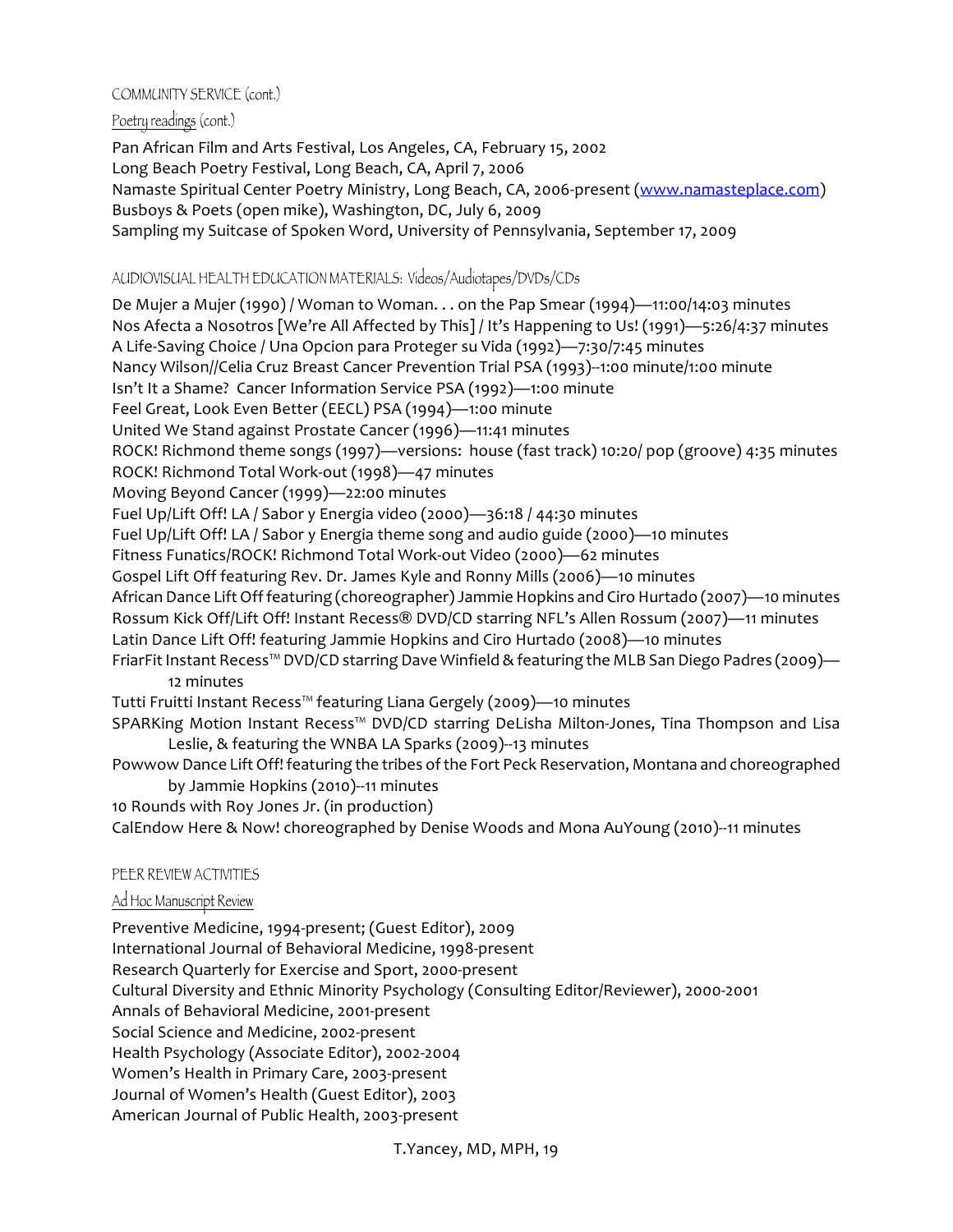COMMUNITY SERVICE (cont.)

Poetry readings (cont.)

Pan African Film and Arts Festival, Los Angeles, CA, February 15, 2002
Long Beach Poetry Festival, Long Beach, CA, April 7, 2006
Namaste Spiritual Center Poetry Ministry, Long Beach, CA, 2006-present (www.namasteplace.com)
Busboys & Poets (open mike), Washington, DC, July 6, 2009
Sampling my Suitcase of Spoken Word, University of Pennsylvania, September 17, 2009

AUDIOVISUAL HEALTH EDUCATION MATERIALS: Videos/Audiotapes/DVDs/CDs

De Mujer a Mujer (1990) / Woman to Woman. . . on the Pap Smear (1994)—11:00/14:03 minutes
Nos Afecta a Nosotros [We're All Affected by This] / It's Happening to Us! (1991)—5:26/4:37 minutes
A Life-Saving Choice / Una Opcion para Proteger su Vida (1992)—7:30/7:45 minutes
Nancy Wilson//Celia Cruz Breast Cancer Prevention Trial PSA (1993)--1:00 minute/1:00 minute
Isn't It a Shame? Cancer Information Service PSA (1992)—1:00 minute
Feel Great, Look Even Better (EECL) PSA (1994)—1:00 minute
United We Stand against Prostate Cancer (1996)—11:41 minutes
ROCK! Richmond theme songs (1997)—versions: house (fast track) 10:20/ pop (groove) 4:35 minutes
ROCK! Richmond Total Work-out (1998)—47 minutes
Moving Beyond Cancer (1999)—22:00 minutes
Fuel Up/Lift Off! LA / Sabor y Energia video (2000)—36:18 / 44:30 minutes
Fuel Up/Lift Off! LA / Sabor y Energia theme song and audio guide (2000)—10 minutes
Fitness Funatics/ROCK! Richmond Total Work-out Video (2000)—62 minutes
Gospel Lift Off featuring Rev. Dr. James Kyle and Ronny Mills (2006)—10 minutes
African Dance Lift Off featuring (choreographer) Jammie Hopkins and Ciro Hurtado (2007)—10 minutes
Rossum Kick Off/Lift Off! Instant Recess® DVD/CD starring NFL's Allen Rossum (2007)—11 minutes
Latin Dance Lift Off! featuring Jammie Hopkins and Ciro Hurtado (2008)—10 minutes
FriarFit Instant Recess™ DVD/CD starring Dave Winfield & featuring the MLB San Diego Padres (2009)—12 minutes
Tutti Fruitti Instant Recess™ featuring Liana Gergely (2009)—10 minutes
SPARKing Motion Instant Recess™ DVD/CD starring DeLisha Milton-Jones, Tina Thompson and Lisa Leslie, & featuring the WNBA LA Sparks (2009)--13 minutes
Powwow Dance Lift Off! featuring the tribes of the Fort Peck Reservation, Montana and choreographed by Jammie Hopkins (2010)--11 minutes
10 Rounds with Roy Jones Jr. (in production)
CalEndow Here & Now! choreographed by Denise Woods and Mona AuYoung (2010)--11 minutes

PEER REVIEW ACTIVITIES

Ad Hoc Manuscript Review

Preventive Medicine, 1994-present; (Guest Editor), 2009
International Journal of Behavioral Medicine, 1998-present
Research Quarterly for Exercise and Sport, 2000-present
Cultural Diversity and Ethnic Minority Psychology (Consulting Editor/Reviewer), 2000-2001
Annals of Behavioral Medicine, 2001-present
Social Science and Medicine, 2002-present
Health Psychology (Associate Editor), 2002-2004
Women's Health in Primary Care, 2003-present
Journal of Women's Health (Guest Editor), 2003
American Journal of Public Health, 2003-present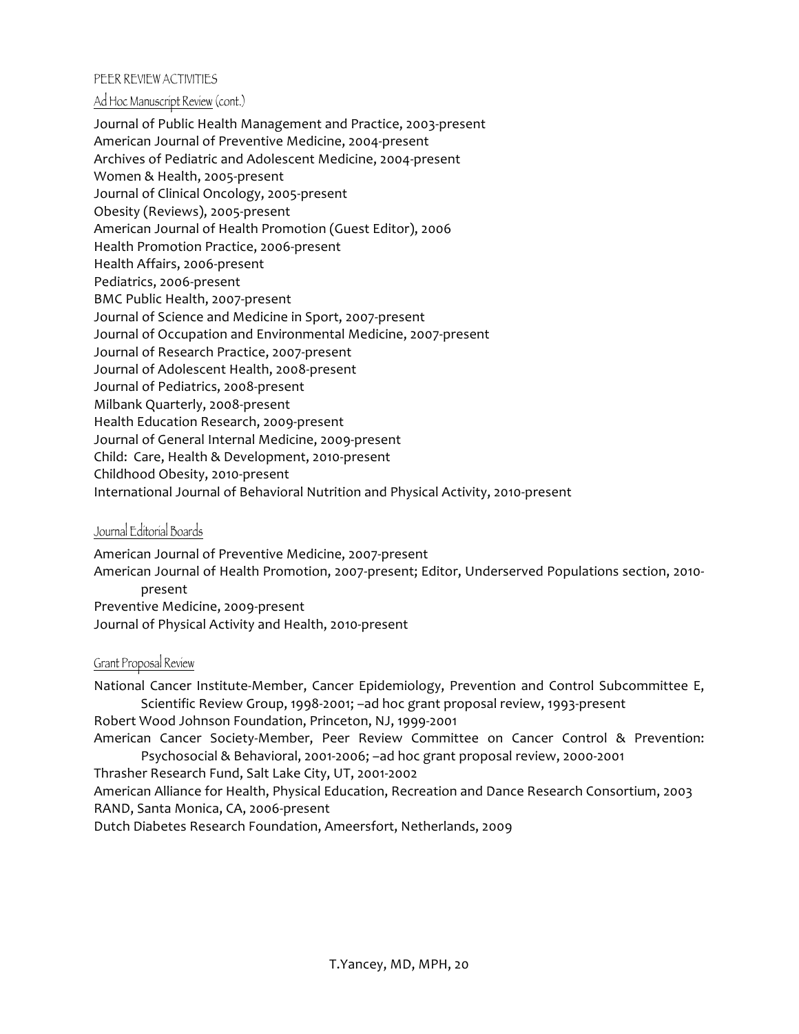## PEER REVIEW ACTIVITIES

### Ad Hoc Manuscript Review (cont.)

Journal of Public Health Management and Practice, 2003-present
American Journal of Preventive Medicine, 2004-present
Archives of Pediatric and Adolescent Medicine, 2004-present
Women & Health, 2005-present
Journal of Clinical Oncology, 2005-present
Obesity (Reviews), 2005-present
American Journal of Health Promotion (Guest Editor), 2006
Health Promotion Practice, 2006-present
Health Affairs, 2006-present
Pediatrics, 2006-present
BMC Public Health, 2007-present
Journal of Science and Medicine in Sport, 2007-present
Journal of Occupation and Environmental Medicine, 2007-present
Journal of Research Practice, 2007-present
Journal of Adolescent Health, 2008-present
Journal of Pediatrics, 2008-present
Milbank Quarterly, 2008-present
Health Education Research, 2009-present
Journal of General Internal Medicine, 2009-present
Child: Care, Health & Development, 2010-present
Childhood Obesity, 2010-present
International Journal of Behavioral Nutrition and Physical Activity, 2010-present

### Journal Editorial Boards

American Journal of Preventive Medicine, 2007-present
American Journal of Health Promotion, 2007-present; Editor, Underserved Populations section, 2010-present
Preventive Medicine, 2009-present
Journal of Physical Activity and Health, 2010-present

### Grant Proposal Review

National Cancer Institute-Member, Cancer Epidemiology, Prevention and Control Subcommittee E, Scientific Review Group, 1998-2001; –ad hoc grant proposal review, 1993-present
Robert Wood Johnson Foundation, Princeton, NJ, 1999-2001
American Cancer Society-Member, Peer Review Committee on Cancer Control & Prevention: Psychosocial & Behavioral, 2001-2006; –ad hoc grant proposal review, 2000-2001
Thrasher Research Fund, Salt Lake City, UT, 2001-2002
American Alliance for Health, Physical Education, Recreation and Dance Research Consortium, 2003
RAND, Santa Monica, CA, 2006-present
Dutch Diabetes Research Foundation, Ameersfort, Netherlands, 2009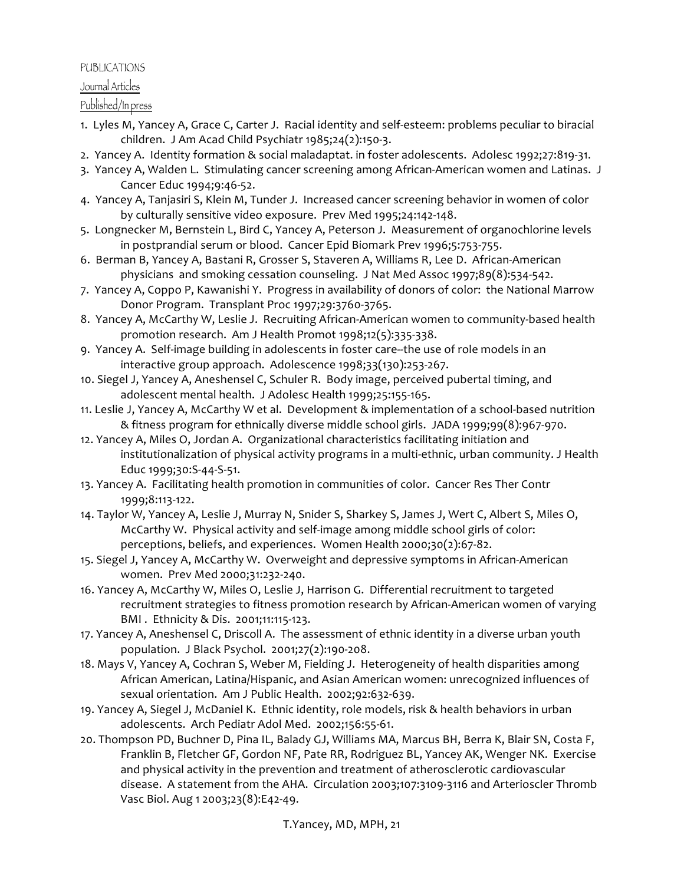PUBLICATIONS

Journal Articles

Published/In press

1. Lyles M, Yancey A, Grace C, Carter J. Racial identity and self-esteem: problems peculiar to biracial children. J Am Acad Child Psychiatr 1985;24(2):150-3.
2. Yancey A. Identity formation & social maladaptat. in foster adolescents. Adolesc 1992;27:819-31.
3. Yancey A, Walden L. Stimulating cancer screening among African-American women and Latinas. J Cancer Educ 1994;9:46-52.
4. Yancey A, Tanjasiri S, Klein M, Tunder J. Increased cancer screening behavior in women of color by culturally sensitive video exposure. Prev Med 1995;24:142-148.
5. Longnecker M, Bernstein L, Bird C, Yancey A, Peterson J. Measurement of organochlorine levels in postprandial serum or blood. Cancer Epid Biomark Prev 1996;5:753-755.
6. Berman B, Yancey A, Bastani R, Grosser S, Staveren A, Williams R, Lee D. African-American physicians and smoking cessation counseling. J Nat Med Assoc 1997;89(8):534-542.
7. Yancey A, Coppo P, Kawanishi Y. Progress in availability of donors of color: the National Marrow Donor Program. Transplant Proc 1997;29:3760-3765.
8. Yancey A, McCarthy W, Leslie J. Recruiting African-American women to community-based health promotion research. Am J Health Promot 1998;12(5):335-338.
9. Yancey A. Self-image building in adolescents in foster care--the use of role models in an interactive group approach. Adolescence 1998;33(130):253-267.
10. Siegel J, Yancey A, Aneshensel C, Schuler R. Body image, perceived pubertal timing, and adolescent mental health. J Adolesc Health 1999;25:155-165.
11. Leslie J, Yancey A, McCarthy W et al. Development & implementation of a school-based nutrition & fitness program for ethnically diverse middle school girls. JADA 1999;99(8):967-970.
12. Yancey A, Miles O, Jordan A. Organizational characteristics facilitating initiation and institutionalization of physical activity programs in a multi-ethnic, urban community. J Health Educ 1999;30:S-44-S-51.
13. Yancey A. Facilitating health promotion in communities of color. Cancer Res Ther Contr 1999;8:113-122.
14. Taylor W, Yancey A, Leslie J, Murray N, Snider S, Sharkey S, James J, Wert C, Albert S, Miles O, McCarthy W. Physical activity and self-image among middle school girls of color: perceptions, beliefs, and experiences. Women Health 2000;30(2):67-82.
15. Siegel J, Yancey A, McCarthy W. Overweight and depressive symptoms in African-American women. Prev Med 2000;31:232-240.
16. Yancey A, McCarthy W, Miles O, Leslie J, Harrison G. Differential recruitment to targeted recruitment strategies to fitness promotion research by African-American women of varying BMI . Ethnicity & Dis. 2001;11:115-123.
17. Yancey A, Aneshensel C, Driscoll A. The assessment of ethnic identity in a diverse urban youth population. J Black Psychol. 2001;27(2):190-208.
18. Mays V, Yancey A, Cochran S, Weber M, Fielding J. Heterogeneity of health disparities among African American, Latina/Hispanic, and Asian American women: unrecognized influences of sexual orientation. Am J Public Health. 2002;92:632-639.
19. Yancey A, Siegel J, McDaniel K. Ethnic identity, role models, risk & health behaviors in urban adolescents. Arch Pediatr Adol Med. 2002;156:55-61.
20. Thompson PD, Buchner D, Pina IL, Balady GJ, Williams MA, Marcus BH, Berra K, Blair SN, Costa F, Franklin B, Fletcher GF, Gordon NF, Pate RR, Rodriguez BL, Yancey AK, Wenger NK. Exercise and physical activity in the prevention and treatment of atherosclerotic cardiovascular disease. A statement from the AHA. Circulation 2003;107:3109-3116 and Arterioscler Thromb Vasc Biol. Aug 1 2003;23(8):E42-49.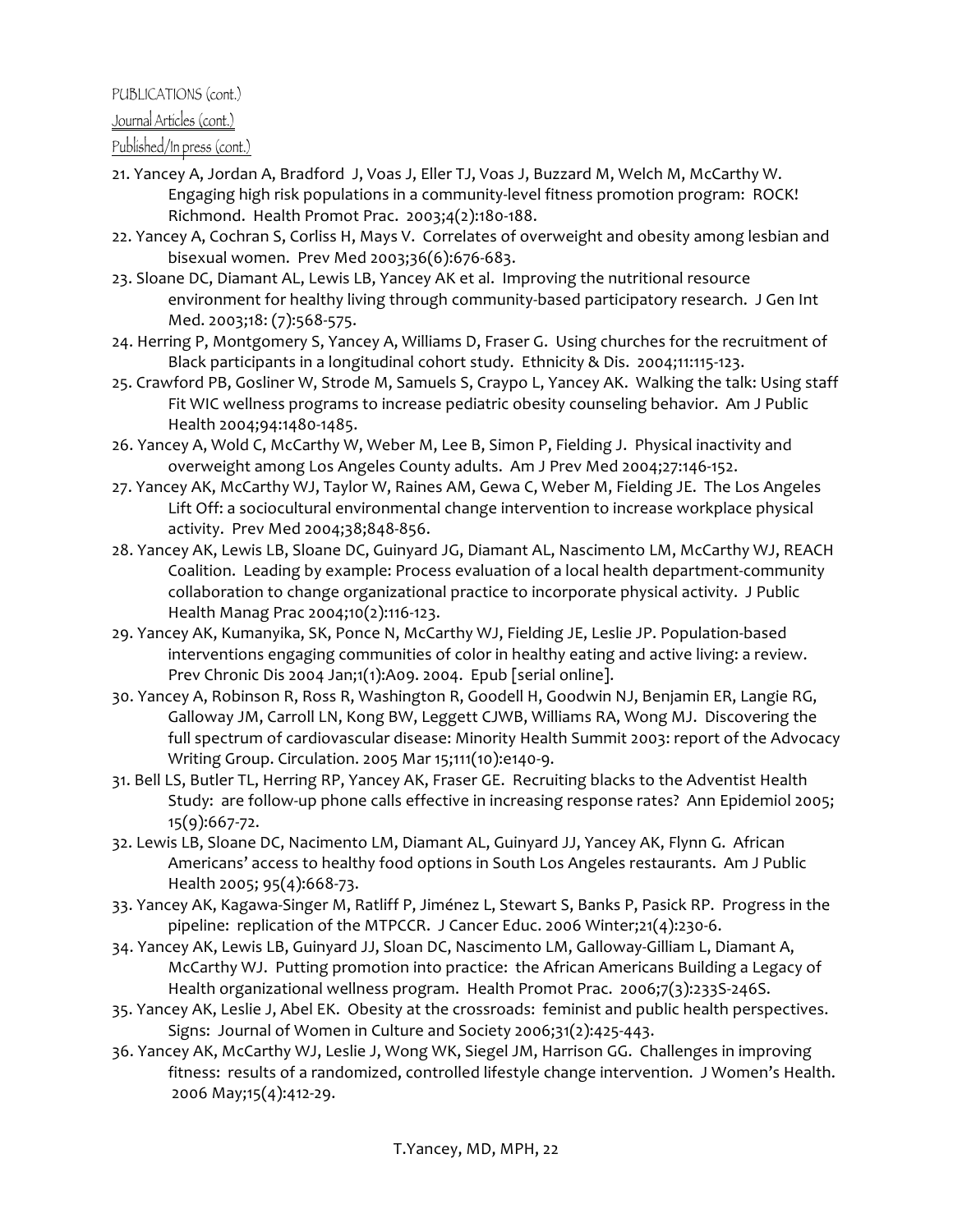PUBLICATIONS (cont.)

Journal Articles (cont.)

Published/In press (cont.)

21. Yancey A, Jordan A, Bradford J, Voas J, Eller TJ, Voas J, Buzzard M, Welch M, McCarthy W. Engaging high risk populations in a community-level fitness promotion program: ROCK! Richmond. Health Promot Prac. 2003;4(2):180-188.
22. Yancey A, Cochran S, Corliss H, Mays V. Correlates of overweight and obesity among lesbian and bisexual women. Prev Med 2003;36(6):676-683.
23. Sloane DC, Diamant AL, Lewis LB, Yancey AK et al. Improving the nutritional resource environment for healthy living through community-based participatory research. J Gen Int Med. 2003;18: (7):568-575.
24. Herring P, Montgomery S, Yancey A, Williams D, Fraser G. Using churches for the recruitment of Black participants in a longitudinal cohort study. Ethnicity & Dis. 2004;11:115-123.
25. Crawford PB, Gosliner W, Strode M, Samuels S, Craypo L, Yancey AK. Walking the talk: Using staff Fit WIC wellness programs to increase pediatric obesity counseling behavior. Am J Public Health 2004;94:1480-1485.
26. Yancey A, Wold C, McCarthy W, Weber M, Lee B, Simon P, Fielding J. Physical inactivity and overweight among Los Angeles County adults. Am J Prev Med 2004;27:146-152.
27. Yancey AK, McCarthy WJ, Taylor W, Raines AM, Gewa C, Weber M, Fielding JE. The Los Angeles Lift Off: a sociocultural environmental change intervention to increase workplace physical activity. Prev Med 2004;38;848-856.
28. Yancey AK, Lewis LB, Sloane DC, Guinyard JG, Diamant AL, Nascimento LM, McCarthy WJ, REACH Coalition. Leading by example: Process evaluation of a local health department-community collaboration to change organizational practice to incorporate physical activity. J Public Health Manag Prac 2004;10(2):116-123.
29. Yancey AK, Kumanyika, SK, Ponce N, McCarthy WJ, Fielding JE, Leslie JP. Population-based interventions engaging communities of color in healthy eating and active living: a review. Prev Chronic Dis 2004 Jan;1(1):A09. 2004. Epub [serial online].
30. Yancey A, Robinson R, Ross R, Washington R, Goodell H, Goodwin NJ, Benjamin ER, Langie RG, Galloway JM, Carroll LN, Kong BW, Leggett CJWB, Williams RA, Wong MJ. Discovering the full spectrum of cardiovascular disease: Minority Health Summit 2003: report of the Advocacy Writing Group. Circulation. 2005 Mar 15;111(10):e140-9.
31. Bell LS, Butler TL, Herring RP, Yancey AK, Fraser GE. Recruiting blacks to the Adventist Health Study: are follow-up phone calls effective in increasing response rates? Ann Epidemiol 2005; 15(9):667-72.
32. Lewis LB, Sloane DC, Nacimento LM, Diamant AL, Guinyard JJ, Yancey AK, Flynn G. African Americans' access to healthy food options in South Los Angeles restaurants. Am J Public Health 2005; 95(4):668-73.
33. Yancey AK, Kagawa-Singer M, Ratliff P, Jiménez L, Stewart S, Banks P, Pasick RP. Progress in the pipeline: replication of the MTPCCR. J Cancer Educ. 2006 Winter;21(4):230-6.
34. Yancey AK, Lewis LB, Guinyard JJ, Sloan DC, Nascimento LM, Galloway-Gilliam L, Diamant A, McCarthy WJ. Putting promotion into practice: the African Americans Building a Legacy of Health organizational wellness program. Health Promot Prac. 2006;7(3):233S-246S.
35. Yancey AK, Leslie J, Abel EK. Obesity at the crossroads: feminist and public health perspectives. Signs: Journal of Women in Culture and Society 2006;31(2):425-443.
36. Yancey AK, McCarthy WJ, Leslie J, Wong WK, Siegel JM, Harrison GG. Challenges in improving fitness: results of a randomized, controlled lifestyle change intervention. J Women's Health. 2006 May;15(4):412-29.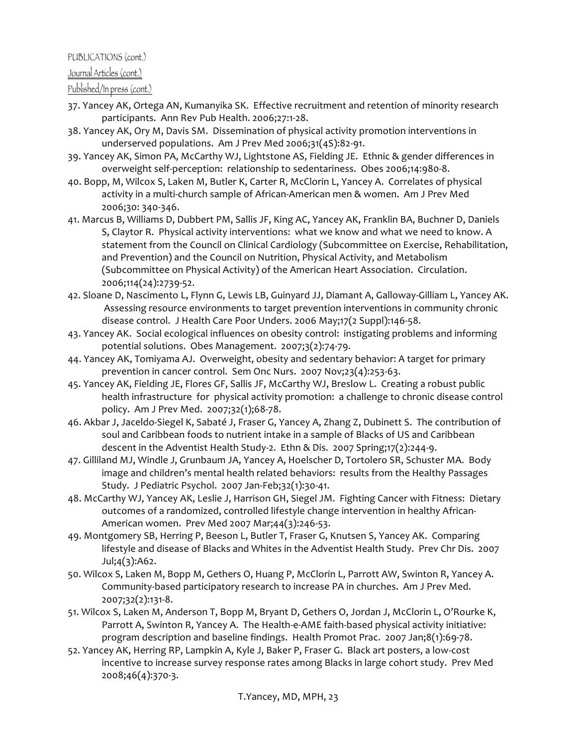PUBLICATIONS (cont.)

Journal Articles (cont.)

Published/In press (cont.)

37. Yancey AK, Ortega AN, Kumanyika SK. Effective recruitment and retention of minority research participants. Ann Rev Pub Health. 2006;27:1-28.
38. Yancey AK, Ory M, Davis SM. Dissemination of physical activity promotion interventions in underserved populations. Am J Prev Med 2006;31(4S):82-91.
39. Yancey AK, Simon PA, McCarthy WJ, Lightstone AS, Fielding JE. Ethnic & gender differences in overweight self-perception: relationship to sedentariness. Obes 2006;14:980-8.
40. Bopp, M, Wilcox S, Laken M, Butler K, Carter R, McClorin L, Yancey A. Correlates of physical activity in a multi-church sample of African-American men & women. Am J Prev Med 2006;30: 340-346.
41. Marcus B, Williams D, Dubbert PM, Sallis JF, King AC, Yancey AK, Franklin BA, Buchner D, Daniels S, Claytor R. Physical activity interventions: what we know and what we need to know. A statement from the Council on Clinical Cardiology (Subcommittee on Exercise, Rehabilitation, and Prevention) and the Council on Nutrition, Physical Activity, and Metabolism (Subcommittee on Physical Activity) of the American Heart Association. Circulation. 2006;114(24):2739-52.
42. Sloane D, Nascimento L, Flynn G, Lewis LB, Guinyard JJ, Diamant A, Galloway-Gilliam L, Yancey AK. Assessing resource environments to target prevention interventions in community chronic disease control. J Health Care Poor Unders. 2006 May;17(2 Suppl):146-58.
43. Yancey AK. Social ecological influences on obesity control: instigating problems and informing potential solutions. Obes Management. 2007;3(2):74-79.
44. Yancey AK, Tomiyama AJ. Overweight, obesity and sedentary behavior: A target for primary prevention in cancer control. Sem Onc Nurs. 2007 Nov;23(4):253-63.
45. Yancey AK, Fielding JE, Flores GF, Sallis JF, McCarthy WJ, Breslow L. Creating a robust public health infrastructure for physical activity promotion: a challenge to chronic disease control policy. Am J Prev Med. 2007;32(1);68-78.
46. Akbar J, Jaceldo-Siegel K, Sabaté J, Fraser G, Yancey A, Zhang Z, Dubinett S. The contribution of soul and Caribbean foods to nutrient intake in a sample of Blacks of US and Caribbean descent in the Adventist Health Study-2. Ethn & Dis. 2007 Spring;17(2):244-9.
47. Gilliland MJ, Windle J, Grunbaum JA, Yancey A, Hoelscher D, Tortolero SR, Schuster MA. Body image and children's mental health related behaviors: results from the Healthy Passages Study. J Pediatric Psychol. 2007 Jan-Feb;32(1):30-41.
48. McCarthy WJ, Yancey AK, Leslie J, Harrison GH, Siegel JM. Fighting Cancer with Fitness: Dietary outcomes of a randomized, controlled lifestyle change intervention in healthy African-American women. Prev Med 2007 Mar;44(3):246-53.
49. Montgomery SB, Herring P, Beeson L, Butler T, Fraser G, Knutsen S, Yancey AK. Comparing lifestyle and disease of Blacks and Whites in the Adventist Health Study. Prev Chr Dis. 2007 Jul;4(3):A62.
50. Wilcox S, Laken M, Bopp M, Gethers O, Huang P, McClorin L, Parrott AW, Swinton R, Yancey A. Community-based participatory research to increase PA in churches. Am J Prev Med. 2007;32(2):131-8.
51. Wilcox S, Laken M, Anderson T, Bopp M, Bryant D, Gethers O, Jordan J, McClorin L, O'Rourke K, Parrott A, Swinton R, Yancey A. The Health-e-AME faith-based physical activity initiative: program description and baseline findings. Health Promot Prac. 2007 Jan;8(1):69-78.
52. Yancey AK, Herring RP, Lampkin A, Kyle J, Baker P, Fraser G. Black art posters, a low-cost incentive to increase survey response rates among Blacks in large cohort study. Prev Med 2008;46(4):370-3.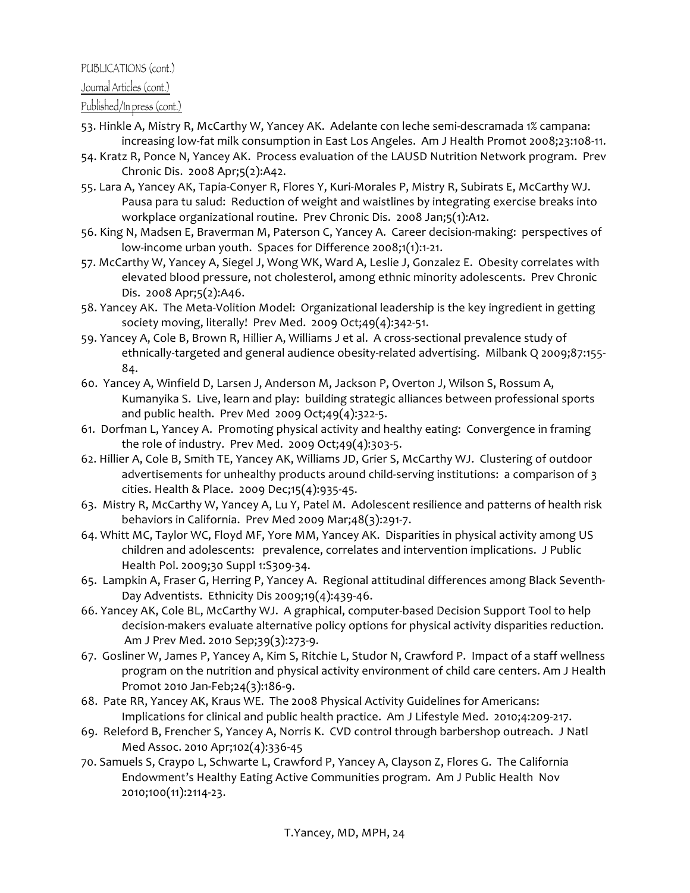PUBLICATIONS (cont.)

Journal Articles (cont.)

Published/In press (cont.)

53. Hinkle A, Mistry R, McCarthy W, Yancey AK. Adelante con leche semi-descramada 1% campana: increasing low-fat milk consumption in East Los Angeles. Am J Health Promot 2008;23:108-11.
54. Kratz R, Ponce N, Yancey AK. Process evaluation of the LAUSD Nutrition Network program. Prev Chronic Dis. 2008 Apr;5(2):A42.
55. Lara A, Yancey AK, Tapia-Conyer R, Flores Y, Kuri-Morales P, Mistry R, Subirats E, McCarthy WJ. Pausa para tu salud: Reduction of weight and waistlines by integrating exercise breaks into workplace organizational routine. Prev Chronic Dis. 2008 Jan;5(1):A12.
56. King N, Madsen E, Braverman M, Paterson C, Yancey A. Career decision-making: perspectives of low-income urban youth. Spaces for Difference 2008;1(1):1-21.
57. McCarthy W, Yancey A, Siegel J, Wong WK, Ward A, Leslie J, Gonzalez E. Obesity correlates with elevated blood pressure, not cholesterol, among ethnic minority adolescents. Prev Chronic Dis. 2008 Apr;5(2):A46.
58. Yancey AK. The Meta-Volition Model: Organizational leadership is the key ingredient in getting society moving, literally! Prev Med. 2009 Oct;49(4):342-51.
59. Yancey A, Cole B, Brown R, Hillier A, Williams J et al. A cross-sectional prevalence study of ethnically-targeted and general audience obesity-related advertising. Milbank Q 2009;87:155-84.
60. Yancey A, Winfield D, Larsen J, Anderson M, Jackson P, Overton J, Wilson S, Rossum A, Kumanyika S. Live, learn and play: building strategic alliances between professional sports and public health. Prev Med 2009 Oct;49(4):322-5.
61. Dorfman L, Yancey A. Promoting physical activity and healthy eating: Convergence in framing the role of industry. Prev Med. 2009 Oct;49(4):303-5.
62. Hillier A, Cole B, Smith TE, Yancey AK, Williams JD, Grier S, McCarthy WJ. Clustering of outdoor advertisements for unhealthy products around child-serving institutions: a comparison of 3 cities. Health & Place. 2009 Dec;15(4):935-45.
63. Mistry R, McCarthy W, Yancey A, Lu Y, Patel M. Adolescent resilience and patterns of health risk behaviors in California. Prev Med 2009 Mar;48(3):291-7.
64. Whitt MC, Taylor WC, Floyd MF, Yore MM, Yancey AK. Disparities in physical activity among US children and adolescents: prevalence, correlates and intervention implications. J Public Health Pol. 2009;30 Suppl 1:S309-34.
65. Lampkin A, Fraser G, Herring P, Yancey A. Regional attitudinal differences among Black Seventh-Day Adventists. Ethnicity Dis 2009;19(4):439-46.
66. Yancey AK, Cole BL, McCarthy WJ. A graphical, computer-based Decision Support Tool to help decision-makers evaluate alternative policy options for physical activity disparities reduction. Am J Prev Med. 2010 Sep;39(3):273-9.
67. Gosliner W, James P, Yancey A, Kim S, Ritchie L, Studor N, Crawford P. Impact of a staff wellness program on the nutrition and physical activity environment of child care centers. Am J Health Promot 2010 Jan-Feb;24(3):186-9.
68. Pate RR, Yancey AK, Kraus WE. The 2008 Physical Activity Guidelines for Americans: Implications for clinical and public health practice. Am J Lifestyle Med. 2010;4:209-217.
69. Releford B, Frencher S, Yancey A, Norris K. CVD control through barbershop outreach. J Natl Med Assoc. 2010 Apr;102(4):336-45
70. Samuels S, Craypo L, Schwarte L, Crawford P, Yancey A, Clayson Z, Flores G. The California Endowment's Healthy Eating Active Communities program. Am J Public Health Nov 2010;100(11):2114-23.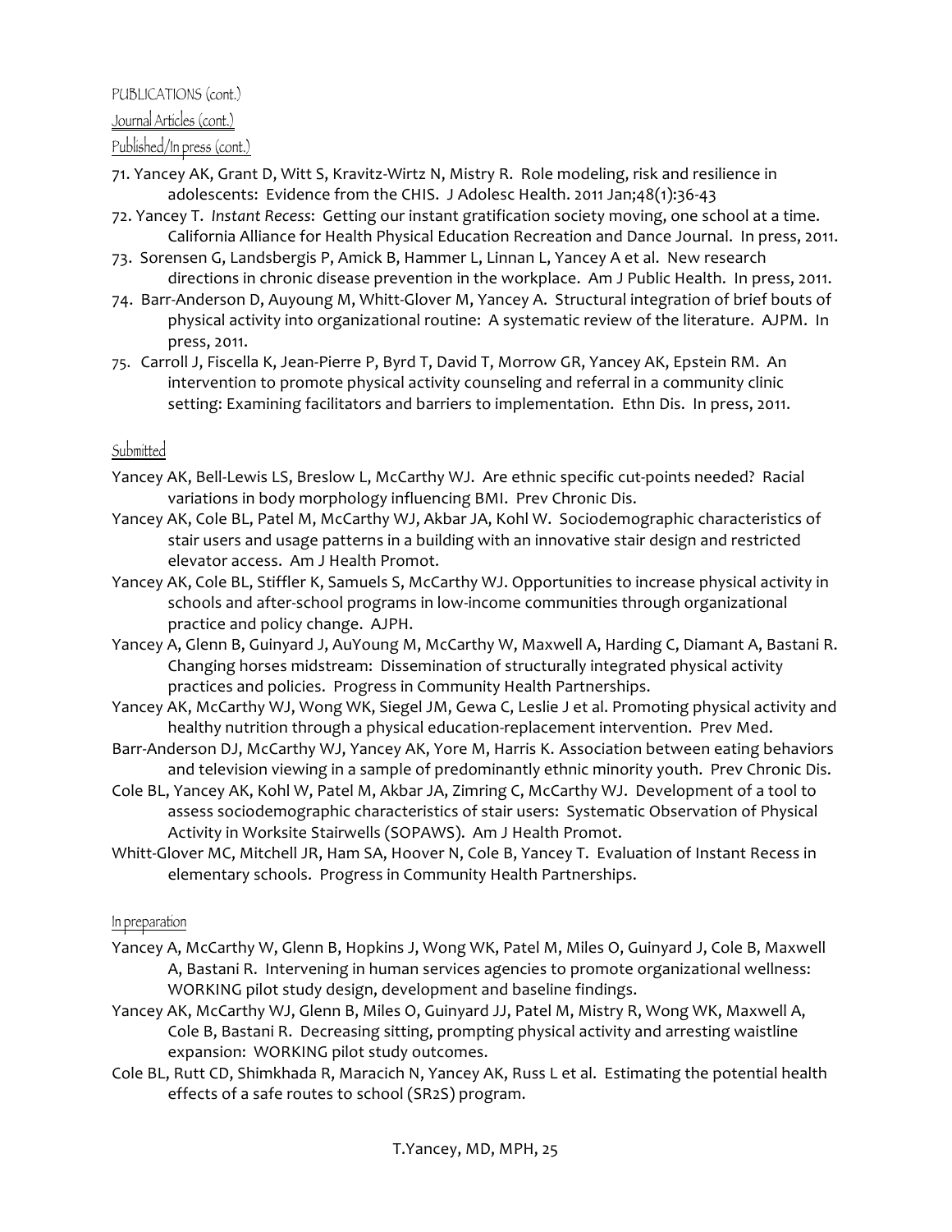PUBLICATIONS (cont.)

Journal Articles (cont.)

Published/In press (cont.)

71. Yancey AK, Grant D, Witt S, Kravitz-Wirtz N, Mistry R. Role modeling, risk and resilience in adolescents: Evidence from the CHIS. J Adolesc Health. 2011 Jan;48(1):36-43
72. Yancey T. *Instant Recess*: Getting our instant gratification society moving, one school at a time. California Alliance for Health Physical Education Recreation and Dance Journal. In press, 2011.
73. Sorensen G, Landsbergis P, Amick B, Hammer L, Linnan L, Yancey A et al. New research directions in chronic disease prevention in the workplace. Am J Public Health. In press, 2011.
74. Barr-Anderson D, Auyoung M, Whitt-Glover M, Yancey A. Structural integration of brief bouts of physical activity into organizational routine: A systematic review of the literature. AJPM. In press, 2011.
75. Carroll J, Fiscella K, Jean-Pierre P, Byrd T, David T, Morrow GR, Yancey AK, Epstein RM. An intervention to promote physical activity counseling and referral in a community clinic setting: Examining facilitators and barriers to implementation. Ethn Dis. In press, 2011.

Submitted

Yancey AK, Bell-Lewis LS, Breslow L, McCarthy WJ. Are ethnic specific cut-points needed? Racial variations in body morphology influencing BMI. Prev Chronic Dis.

Yancey AK, Cole BL, Patel M, McCarthy WJ, Akbar JA, Kohl W. Sociodemographic characteristics of stair users and usage patterns in a building with an innovative stair design and restricted elevator access. Am J Health Promot.

Yancey AK, Cole BL, Stiffler K, Samuels S, McCarthy WJ. Opportunities to increase physical activity in schools and after-school programs in low-income communities through organizational practice and policy change. AJPH.

Yancey A, Glenn B, Guinyard J, AuYoung M, McCarthy W, Maxwell A, Harding C, Diamant A, Bastani R. Changing horses midstream: Dissemination of structurally integrated physical activity practices and policies. Progress in Community Health Partnerships.

Yancey AK, McCarthy WJ, Wong WK, Siegel JM, Gewa C, Leslie J et al. Promoting physical activity and healthy nutrition through a physical education-replacement intervention. Prev Med.

Barr-Anderson DJ, McCarthy WJ, Yancey AK, Yore M, Harris K. Association between eating behaviors and television viewing in a sample of predominantly ethnic minority youth. Prev Chronic Dis.

Cole BL, Yancey AK, Kohl W, Patel M, Akbar JA, Zimring C, McCarthy WJ. Development of a tool to assess sociodemographic characteristics of stair users: Systematic Observation of Physical Activity in Worksite Stairwells (SOPAWS). Am J Health Promot.

Whitt-Glover MC, Mitchell JR, Ham SA, Hoover N, Cole B, Yancey T. Evaluation of Instant Recess in elementary schools. Progress in Community Health Partnerships.

In preparation

Yancey A, McCarthy W, Glenn B, Hopkins J, Wong WK, Patel M, Miles O, Guinyard J, Cole B, Maxwell A, Bastani R. Intervening in human services agencies to promote organizational wellness: WORKING pilot study design, development and baseline findings.

Yancey AK, McCarthy WJ, Glenn B, Miles O, Guinyard JJ, Patel M, Mistry R, Wong WK, Maxwell A, Cole B, Bastani R. Decreasing sitting, prompting physical activity and arresting waistline expansion: WORKING pilot study outcomes.

Cole BL, Rutt CD, Shimkhada R, Maracich N, Yancey AK, Russ L et al. Estimating the potential health effects of a safe routes to school (SR2S) program.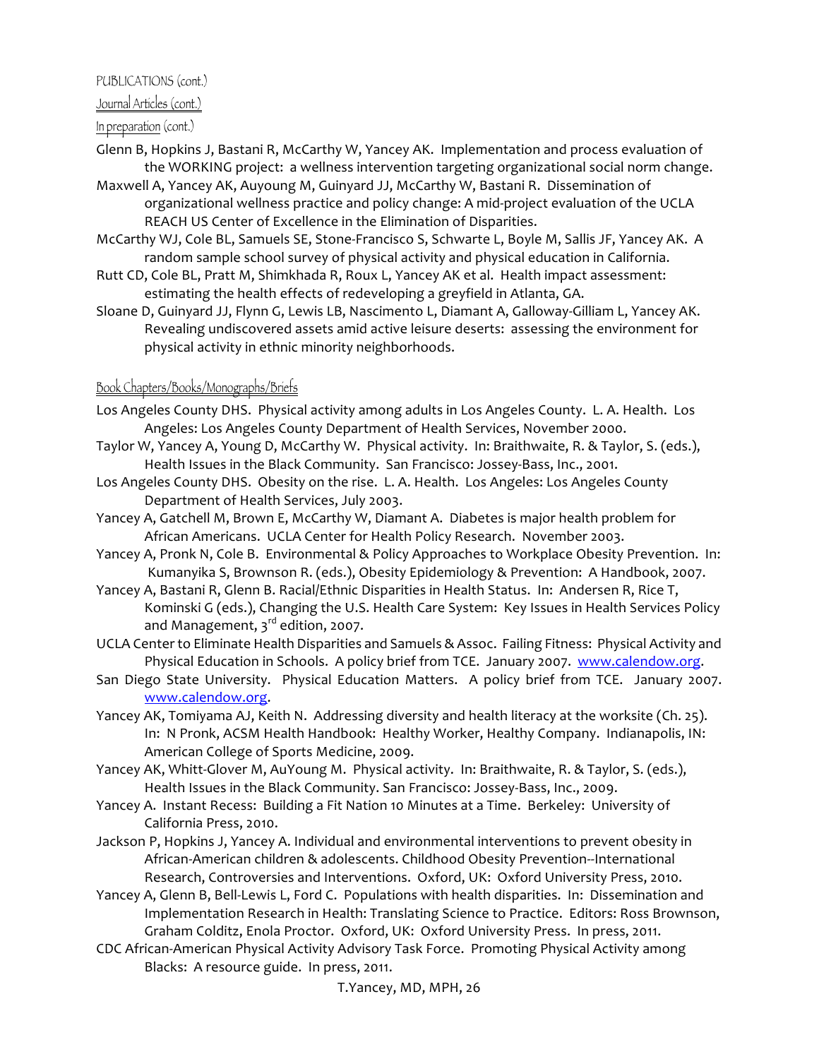PUBLICATIONS (cont.)

Journal Articles (cont.)

In preparation (cont.)

Glenn B, Hopkins J, Bastani R, McCarthy W, Yancey AK. Implementation and process evaluation of the WORKING project: a wellness intervention targeting organizational social norm change.

Maxwell A, Yancey AK, Auyoung M, Guinyard JJ, McCarthy W, Bastani R. Dissemination of organizational wellness practice and policy change: A mid-project evaluation of the UCLA REACH US Center of Excellence in the Elimination of Disparities.

McCarthy WJ, Cole BL, Samuels SE, Stone-Francisco S, Schwarte L, Boyle M, Sallis JF, Yancey AK. A random sample school survey of physical activity and physical education in California.

Rutt CD, Cole BL, Pratt M, Shimkhada R, Roux L, Yancey AK et al. Health impact assessment: estimating the health effects of redeveloping a greyfield in Atlanta, GA.

Sloane D, Guinyard JJ, Flynn G, Lewis LB, Nascimento L, Diamant A, Galloway-Gilliam L, Yancey AK. Revealing undiscovered assets amid active leisure deserts: assessing the environment for physical activity in ethnic minority neighborhoods.

Book Chapters/Books/Monographs/Briefs

Los Angeles County DHS. Physical activity among adults in Los Angeles County. L. A. Health. Los Angeles: Los Angeles County Department of Health Services, November 2000.

Taylor W, Yancey A, Young D, McCarthy W. Physical activity. In: Braithwaite, R. & Taylor, S. (eds.), Health Issues in the Black Community. San Francisco: Jossey-Bass, Inc., 2001.

Los Angeles County DHS. Obesity on the rise. L. A. Health. Los Angeles: Los Angeles County Department of Health Services, July 2003.

Yancey A, Gatchell M, Brown E, McCarthy W, Diamant A. Diabetes is major health problem for African Americans. UCLA Center for Health Policy Research. November 2003.

Yancey A, Pronk N, Cole B. Environmental & Policy Approaches to Workplace Obesity Prevention. In: Kumanyika S, Brownson R. (eds.), Obesity Epidemiology & Prevention: A Handbook, 2007.

Yancey A, Bastani R, Glenn B. Racial/Ethnic Disparities in Health Status. In: Andersen R, Rice T, Kominski G (eds.), Changing the U.S. Health Care System: Key Issues in Health Services Policy and Management, 3rd edition, 2007.

UCLA Center to Eliminate Health Disparities and Samuels & Assoc. Failing Fitness: Physical Activity and Physical Education in Schools. A policy brief from TCE. January 2007. www.calendow.org.

San Diego State University. Physical Education Matters. A policy brief from TCE. January 2007. www.calendow.org.

Yancey AK, Tomiyama AJ, Keith N. Addressing diversity and health literacy at the worksite (Ch. 25). In: N Pronk, ACSM Health Handbook: Healthy Worker, Healthy Company. Indianapolis, IN: American College of Sports Medicine, 2009.

Yancey AK, Whitt-Glover M, AuYoung M. Physical activity. In: Braithwaite, R. & Taylor, S. (eds.), Health Issues in the Black Community. San Francisco: Jossey-Bass, Inc., 2009.

Yancey A. Instant Recess: Building a Fit Nation 10 Minutes at a Time. Berkeley: University of California Press, 2010.

Jackson P, Hopkins J, Yancey A. Individual and environmental interventions to prevent obesity in African-American children & adolescents. Childhood Obesity Prevention--International Research, Controversies and Interventions. Oxford, UK: Oxford University Press, 2010.

Yancey A, Glenn B, Bell-Lewis L, Ford C. Populations with health disparities. In: Dissemination and Implementation Research in Health: Translating Science to Practice. Editors: Ross Brownson, Graham Colditz, Enola Proctor. Oxford, UK: Oxford University Press. In press, 2011.

CDC African-American Physical Activity Advisory Task Force. Promoting Physical Activity among Blacks: A resource guide. In press, 2011.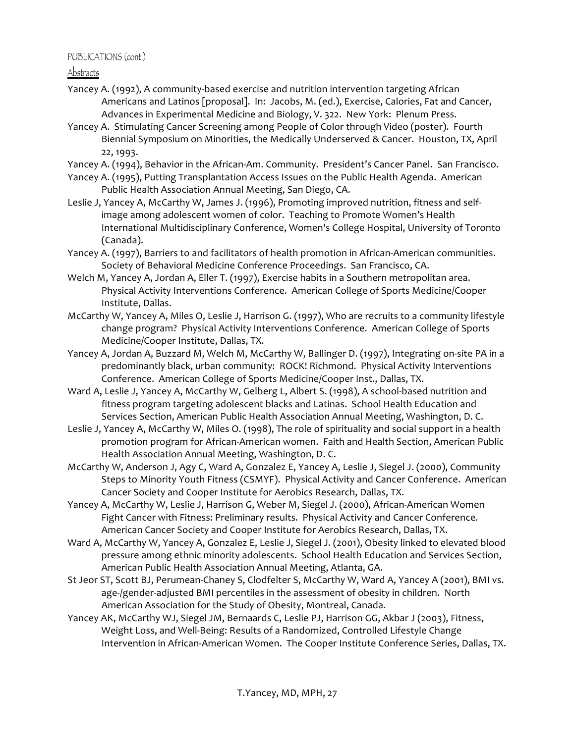PUBLICATIONS (cont.)

Abstracts

Yancey A. (1992), A community-based exercise and nutrition intervention targeting African Americans and Latinos [proposal]. In: Jacobs, M. (ed.), Exercise, Calories, Fat and Cancer, Advances in Experimental Medicine and Biology, V. 322. New York: Plenum Press.

Yancey A. Stimulating Cancer Screening among People of Color through Video (poster). Fourth Biennial Symposium on Minorities, the Medically Underserved & Cancer. Houston, TX, April 22, 1993.

Yancey A. (1994), Behavior in the African-Am. Community. President's Cancer Panel. San Francisco.

Yancey A. (1995), Putting Transplantation Access Issues on the Public Health Agenda. American Public Health Association Annual Meeting, San Diego, CA.

Leslie J, Yancey A, McCarthy W, James J. (1996), Promoting improved nutrition, fitness and self-image among adolescent women of color. Teaching to Promote Women's Health International Multidisciplinary Conference, Women's College Hospital, University of Toronto (Canada).

Yancey A. (1997), Barriers to and facilitators of health promotion in African-American communities. Society of Behavioral Medicine Conference Proceedings. San Francisco, CA.

Welch M, Yancey A, Jordan A, Eller T. (1997), Exercise habits in a Southern metropolitan area. Physical Activity Interventions Conference. American College of Sports Medicine/Cooper Institute, Dallas.

McCarthy W, Yancey A, Miles O, Leslie J, Harrison G. (1997), Who are recruits to a community lifestyle change program? Physical Activity Interventions Conference. American College of Sports Medicine/Cooper Institute, Dallas, TX.

Yancey A, Jordan A, Buzzard M, Welch M, McCarthy W, Ballinger D. (1997), Integrating on-site PA in a predominantly black, urban community: ROCK! Richmond. Physical Activity Interventions Conference. American College of Sports Medicine/Cooper Inst., Dallas, TX.

Ward A, Leslie J, Yancey A, McCarthy W, Gelberg L, Albert S. (1998), A school-based nutrition and fitness program targeting adolescent blacks and Latinas. School Health Education and Services Section, American Public Health Association Annual Meeting, Washington, D. C.

Leslie J, Yancey A, McCarthy W, Miles O. (1998), The role of spirituality and social support in a health promotion program for African-American women. Faith and Health Section, American Public Health Association Annual Meeting, Washington, D. C.

McCarthy W, Anderson J, Agy C, Ward A, Gonzalez E, Yancey A, Leslie J, Siegel J. (2000), Community Steps to Minority Youth Fitness (CSMYF). Physical Activity and Cancer Conference. American Cancer Society and Cooper Institute for Aerobics Research, Dallas, TX.

Yancey A, McCarthy W, Leslie J, Harrison G, Weber M, Siegel J. (2000), African-American Women Fight Cancer with Fitness: Preliminary results. Physical Activity and Cancer Conference. American Cancer Society and Cooper Institute for Aerobics Research, Dallas, TX.

Ward A, McCarthy W, Yancey A, Gonzalez E, Leslie J, Siegel J. (2001), Obesity linked to elevated blood pressure among ethnic minority adolescents. School Health Education and Services Section, American Public Health Association Annual Meeting, Atlanta, GA.

St Jeor ST, Scott BJ, Perumean-Chaney S, Clodfelter S, McCarthy W, Ward A, Yancey A (2001), BMI vs. age-/gender-adjusted BMI percentiles in the assessment of obesity in children. North American Association for the Study of Obesity, Montreal, Canada.

Yancey AK, McCarthy WJ, Siegel JM, Bernaards C, Leslie PJ, Harrison GG, Akbar J (2003), Fitness, Weight Loss, and Well-Being: Results of a Randomized, Controlled Lifestyle Change Intervention in African-American Women. The Cooper Institute Conference Series, Dallas, TX.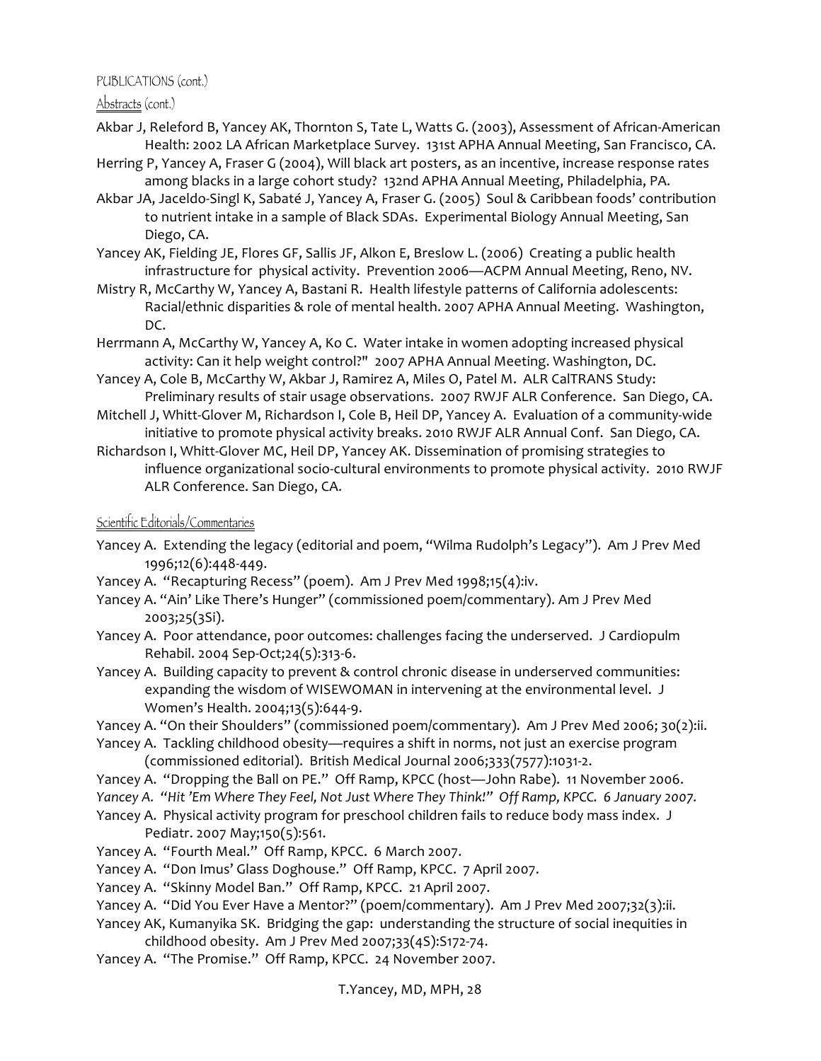PUBLICATIONS (cont.)

Abstracts (cont.)

Akbar J, Releford B, Yancey AK, Thornton S, Tate L, Watts G. (2003), Assessment of African-American Health: 2002 LA African Marketplace Survey. 131st APHA Annual Meeting, San Francisco, CA.

Herring P, Yancey A, Fraser G (2004), Will black art posters, as an incentive, increase response rates among blacks in a large cohort study? 132nd APHA Annual Meeting, Philadelphia, PA.

Akbar JA, Jaceldo-Singl K, Sabaté J, Yancey A, Fraser G. (2005) Soul & Caribbean foods' contribution to nutrient intake in a sample of Black SDAs. Experimental Biology Annual Meeting, San Diego, CA.

Yancey AK, Fielding JE, Flores GF, Sallis JF, Alkon E, Breslow L. (2006) Creating a public health infrastructure for physical activity. Prevention 2006—ACPM Annual Meeting, Reno, NV.

Mistry R, McCarthy W, Yancey A, Bastani R. Health lifestyle patterns of California adolescents: Racial/ethnic disparities & role of mental health. 2007 APHA Annual Meeting. Washington, DC.

Herrmann A, McCarthy W, Yancey A, Ko C. Water intake in women adopting increased physical activity: Can it help weight control?" 2007 APHA Annual Meeting. Washington, DC.

Yancey A, Cole B, McCarthy W, Akbar J, Ramirez A, Miles O, Patel M. ALR CalTRANS Study: Preliminary results of stair usage observations. 2007 RWJF ALR Conference. San Diego, CA.

Mitchell J, Whitt-Glover M, Richardson I, Cole B, Heil DP, Yancey A. Evaluation of a community-wide initiative to promote physical activity breaks. 2010 RWJF ALR Annual Conf. San Diego, CA.

Richardson I, Whitt-Glover MC, Heil DP, Yancey AK. Dissemination of promising strategies to influence organizational socio-cultural environments to promote physical activity. 2010 RWJF ALR Conference. San Diego, CA.

Scientific Editorials/Commentaries

Yancey A. Extending the legacy (editorial and poem, "Wilma Rudolph's Legacy"). Am J Prev Med 1996;12(6):448-449.

Yancey A. "Recapturing Recess" (poem). Am J Prev Med 1998;15(4):iv.

Yancey A. "Ain' Like There's Hunger" (commissioned poem/commentary). Am J Prev Med 2003;25(3Si).

Yancey A. Poor attendance, poor outcomes: challenges facing the underserved. J Cardiopulm Rehabil. 2004 Sep-Oct;24(5):313-6.

Yancey A. Building capacity to prevent & control chronic disease in underserved communities: expanding the wisdom of WISEWOMAN in intervening at the environmental level. J Women's Health. 2004;13(5):644-9.

Yancey A. "On their Shoulders" (commissioned poem/commentary). Am J Prev Med 2006; 30(2):ii.

Yancey A. Tackling childhood obesity—requires a shift in norms, not just an exercise program (commissioned editorial). British Medical Journal 2006;333(7577):1031-2.

Yancey A. "Dropping the Ball on PE." Off Ramp, KPCC (host—John Rabe). 11 November 2006.

*Yancey A. "Hit 'Em Where They Feel, Not Just Where They Think!" Off Ramp, KPCC. 6 January 2007.*

Yancey A. Physical activity program for preschool children fails to reduce body mass index. J Pediatr. 2007 May;150(5):561.

Yancey A. "Fourth Meal." Off Ramp, KPCC. 6 March 2007.

Yancey A. "Don Imus' Glass Doghouse." Off Ramp, KPCC. 7 April 2007.

Yancey A. "Skinny Model Ban." Off Ramp, KPCC. 21 April 2007.

Yancey A. "Did You Ever Have a Mentor?" (poem/commentary). Am J Prev Med 2007;32(3):ii.

Yancey AK, Kumanyika SK. Bridging the gap: understanding the structure of social inequities in childhood obesity. Am J Prev Med 2007;33(4S):S172-74.

Yancey A. "The Promise." Off Ramp, KPCC. 24 November 2007.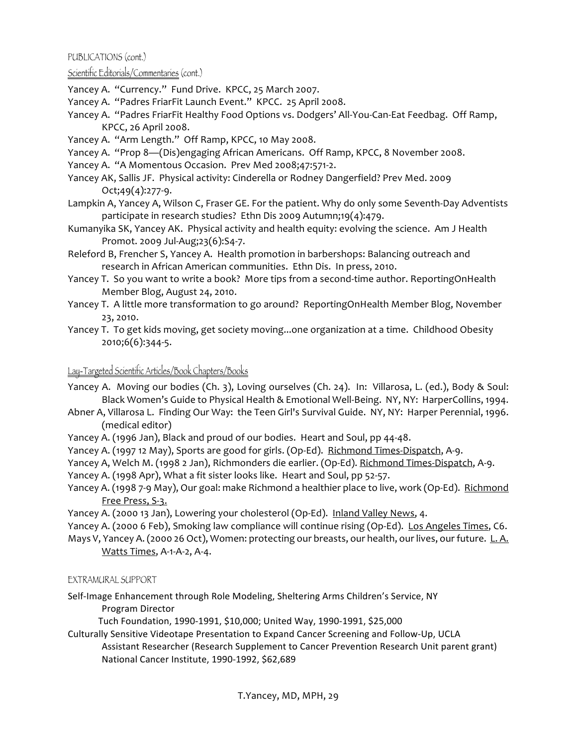PUBLICATIONS (cont.)

Scientific Editorials/Commentaries (cont.)

Yancey A. "Currency." Fund Drive. KPCC, 25 March 2007.

Yancey A. "Padres FriarFit Launch Event." KPCC. 25 April 2008.

Yancey A. "Padres FriarFit Healthy Food Options vs. Dodgers' All-You-Can-Eat Feedbag. Off Ramp, KPCC, 26 April 2008.

Yancey A. "Arm Length." Off Ramp, KPCC, 10 May 2008.

Yancey A. "Prop 8—(Dis)engaging African Americans. Off Ramp, KPCC, 8 November 2008.

Yancey A. "A Momentous Occasion. Prev Med 2008;47:571-2.

Yancey AK, Sallis JF. Physical activity: Cinderella or Rodney Dangerfield? Prev Med. 2009 Oct;49(4):277-9.

Lampkin A, Yancey A, Wilson C, Fraser GE. For the patient. Why do only some Seventh-Day Adventists participate in research studies? Ethn Dis 2009 Autumn;19(4):479.

Kumanyika SK, Yancey AK. Physical activity and health equity: evolving the science. Am J Health Promot. 2009 Jul-Aug;23(6):S4-7.

Releford B, Frencher S, Yancey A. Health promotion in barbershops: Balancing outreach and research in African American communities. Ethn Dis. In press, 2010.

Yancey T. So you want to write a book? More tips from a second-time author. ReportingOnHealth Member Blog, August 24, 2010.

Yancey T. A little more transformation to go around? ReportingOnHealth Member Blog, November 23, 2010.

Yancey T. To get kids moving, get society moving...one organization at a time. Childhood Obesity 2010;6(6):344-5.

Lay-Targeted Scientific Articles/Book Chapters/Books

Yancey A. Moving our bodies (Ch. 3), Loving ourselves (Ch. 24). In: Villarosa, L. (ed.), Body & Soul: Black Women's Guide to Physical Health & Emotional Well-Being. NY, NY: HarperCollins, 1994.

Abner A, Villarosa L. Finding Our Way: the Teen Girl's Survival Guide. NY, NY: Harper Perennial, 1996. (medical editor)

Yancey A. (1996 Jan), Black and proud of our bodies. Heart and Soul, pp 44-48.

Yancey A. (1997 12 May), Sports are good for girls. (Op-Ed). Richmond Times-Dispatch, A-9.

Yancey A, Welch M. (1998 2 Jan), Richmonders die earlier. (Op-Ed). Richmond Times-Dispatch, A-9.

Yancey A. (1998 Apr), What a fit sister looks like. Heart and Soul, pp 52-57.

Yancey A. (1998 7-9 May), Our goal: make Richmond a healthier place to live, work (Op-Ed). Richmond Free Press, S-3.

Yancey A. (2000 13 Jan), Lowering your cholesterol (Op-Ed). Inland Valley News, 4.

Yancey A. (2000 6 Feb), Smoking law compliance will continue rising (Op-Ed). Los Angeles Times, C6.

Mays V, Yancey A. (2000 26 Oct), Women: protecting our breasts, our health, our lives, our future. L. A. Watts Times, A-1-A-2, A-4.

EXTRAMURAL SUPPORT

Self-Image Enhancement through Role Modeling, Sheltering Arms Children's Service, NY
Program Director
Tuch Foundation, 1990-1991, $10,000; United Way, 1990-1991, $25,000

Culturally Sensitive Videotape Presentation to Expand Cancer Screening and Follow-Up, UCLA
Assistant Researcher (Research Supplement to Cancer Prevention Research Unit parent grant)
National Cancer Institute, 1990-1992, $62,689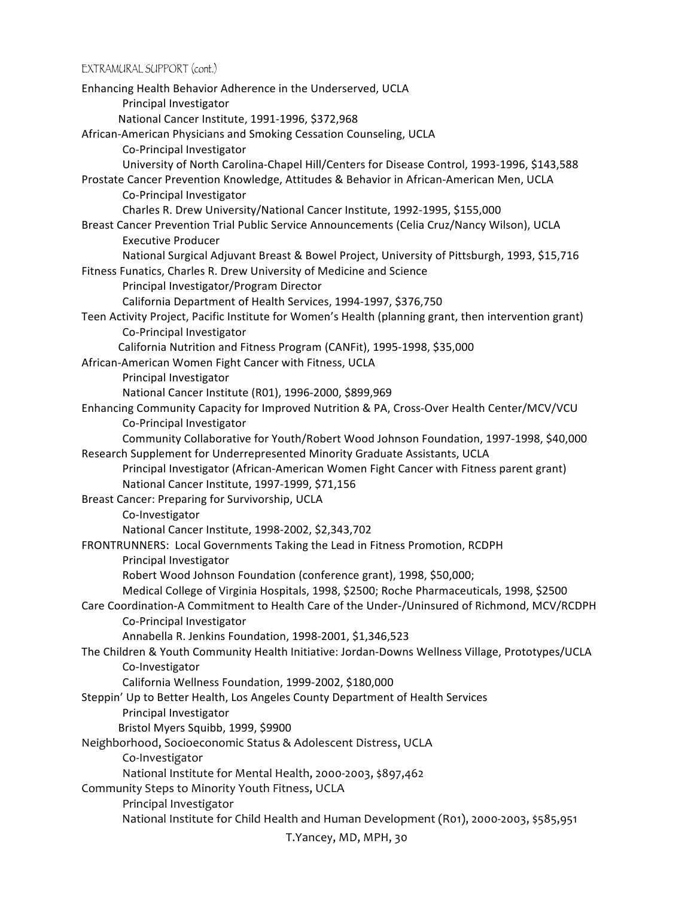EXTRAMURAL SUPPORT (cont.)

Enhancing Health Behavior Adherence in the Underserved, UCLA
 Principal Investigator
 National Cancer Institute, 1991-1996, $372,968

African-American Physicians and Smoking Cessation Counseling, UCLA
 Co-Principal Investigator
 University of North Carolina-Chapel Hill/Centers for Disease Control, 1993-1996, $143,588

Prostate Cancer Prevention Knowledge, Attitudes & Behavior in African-American Men, UCLA
 Co-Principal Investigator
 Charles R. Drew University/National Cancer Institute, 1992-1995, $155,000

Breast Cancer Prevention Trial Public Service Announcements (Celia Cruz/Nancy Wilson), UCLA
 Executive Producer
 National Surgical Adjuvant Breast & Bowel Project, University of Pittsburgh, 1993, $15,716

Fitness Funatics, Charles R. Drew University of Medicine and Science
 Principal Investigator/Program Director
 California Department of Health Services, 1994-1997, $376,750

Teen Activity Project, Pacific Institute for Women's Health (planning grant, then intervention grant)
 Co-Principal Investigator
 California Nutrition and Fitness Program (CANFit), 1995-1998, $35,000

African-American Women Fight Cancer with Fitness, UCLA
 Principal Investigator
 National Cancer Institute (R01), 1996-2000, $899,969

Enhancing Community Capacity for Improved Nutrition & PA, Cross-Over Health Center/MCV/VCU
 Co-Principal Investigator
 Community Collaborative for Youth/Robert Wood Johnson Foundation, 1997-1998, $40,000

Research Supplement for Underrepresented Minority Graduate Assistants, UCLA
 Principal Investigator (African-American Women Fight Cancer with Fitness parent grant)
 National Cancer Institute, 1997-1999, $71,156

Breast Cancer: Preparing for Survivorship, UCLA
 Co-Investigator
 National Cancer Institute, 1998-2002, $2,343,702

FRONTRUNNERS: Local Governments Taking the Lead in Fitness Promotion, RCDPH
 Principal Investigator
 Robert Wood Johnson Foundation (conference grant), 1998, $50,000;
 Medical College of Virginia Hospitals, 1998, $2500; Roche Pharmaceuticals, 1998, $2500

Care Coordination-A Commitment to Health Care of the Under-/Uninsured of Richmond, MCV/RCDPH
 Co-Principal Investigator
 Annabella R. Jenkins Foundation, 1998-2001, $1,346,523

The Children & Youth Community Health Initiative: Jordan-Downs Wellness Village, Prototypes/UCLA
 Co-Investigator
 California Wellness Foundation, 1999-2002, $180,000

Steppin' Up to Better Health, Los Angeles County Department of Health Services
 Principal Investigator
 Bristol Myers Squibb, 1999, $9900

Neighborhood, Socioeconomic Status & Adolescent Distress, UCLA
 Co-Investigator
 National Institute for Mental Health, 2000-2003, $897,462

Community Steps to Minority Youth Fitness, UCLA
 Principal Investigator
 National Institute for Child Health and Human Development (R01), 2000-2003, $585,951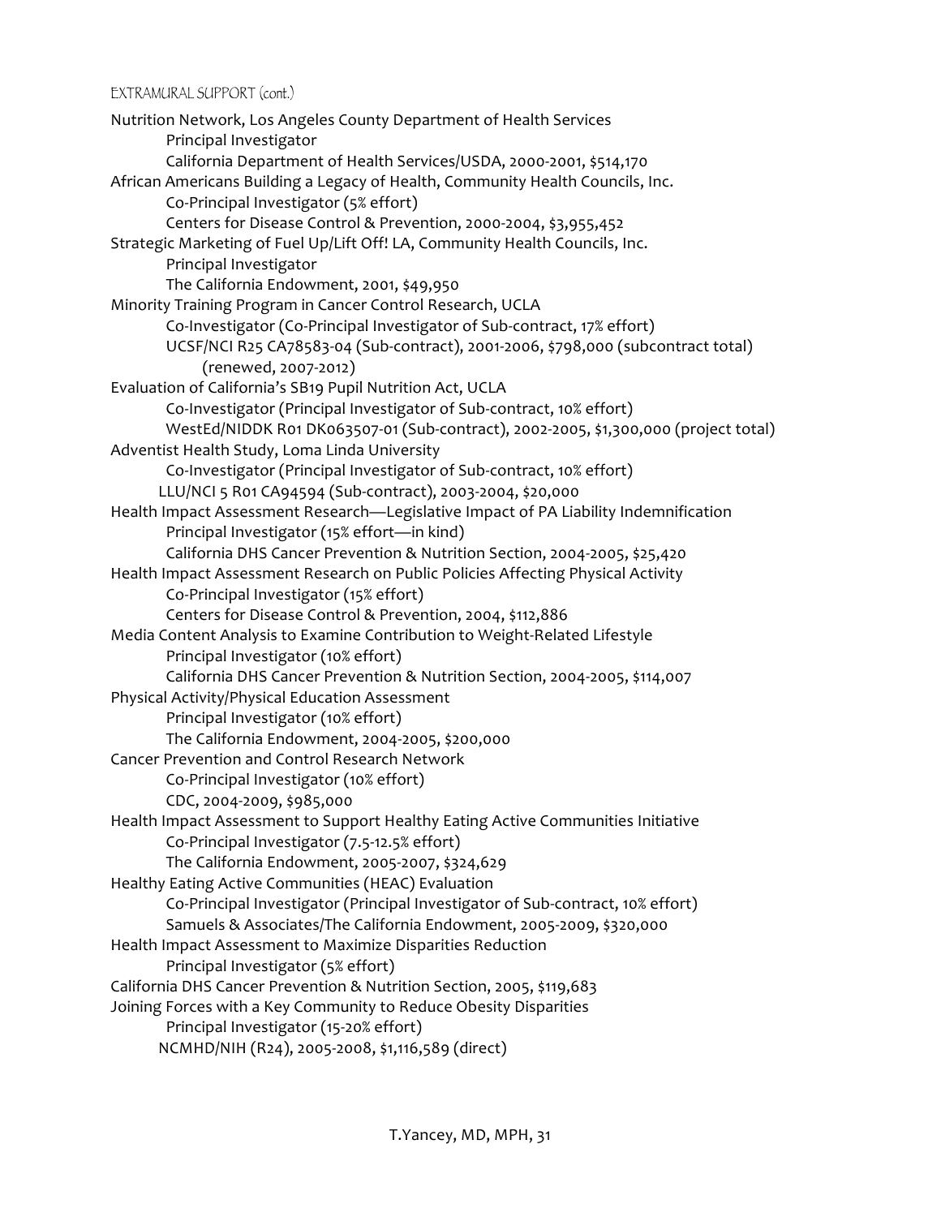EXTRAMURAL SUPPORT (cont.)

Nutrition Network, Los Angeles County Department of Health Services
Principal Investigator
California Department of Health Services/USDA, 2000-2001, $514,170

African Americans Building a Legacy of Health, Community Health Councils, Inc.
Co-Principal Investigator (5% effort)
Centers for Disease Control & Prevention, 2000-2004, $3,955,452

Strategic Marketing of Fuel Up/Lift Off! LA, Community Health Councils, Inc.
Principal Investigator
The California Endowment, 2001, $49,950

Minority Training Program in Cancer Control Research, UCLA
Co-Investigator (Co-Principal Investigator of Sub-contract, 17% effort)
UCSF/NCI R25 CA78583-04 (Sub-contract), 2001-2006, $798,000 (subcontract total) (renewed, 2007-2012)

Evaluation of California's SB19 Pupil Nutrition Act, UCLA
Co-Investigator (Principal Investigator of Sub-contract, 10% effort)
WestEd/NIDDK R01 DK063507-01 (Sub-contract), 2002-2005, $1,300,000 (project total)

Adventist Health Study, Loma Linda University
Co-Investigator (Principal Investigator of Sub-contract, 10% effort)
LLU/NCI 5 R01 CA94594 (Sub-contract), 2003-2004, $20,000

Health Impact Assessment Research—Legislative Impact of PA Liability Indemnification
Principal Investigator (15% effort—in kind)
California DHS Cancer Prevention & Nutrition Section, 2004-2005, $25,420

Health Impact Assessment Research on Public Policies Affecting Physical Activity
Co-Principal Investigator (15% effort)
Centers for Disease Control & Prevention, 2004, $112,886

Media Content Analysis to Examine Contribution to Weight-Related Lifestyle
Principal Investigator (10% effort)
California DHS Cancer Prevention & Nutrition Section, 2004-2005, $114,007

Physical Activity/Physical Education Assessment
Principal Investigator (10% effort)
The California Endowment, 2004-2005, $200,000

Cancer Prevention and Control Research Network
Co-Principal Investigator (10% effort)
CDC, 2004-2009, $985,000

Health Impact Assessment to Support Healthy Eating Active Communities Initiative
Co-Principal Investigator (7.5-12.5% effort)
The California Endowment, 2005-2007, $324,629

Healthy Eating Active Communities (HEAC) Evaluation
Co-Principal Investigator (Principal Investigator of Sub-contract, 10% effort)
Samuels & Associates/The California Endowment, 2005-2009, $320,000

Health Impact Assessment to Maximize Disparities Reduction
Principal Investigator (5% effort)
California DHS Cancer Prevention & Nutrition Section, 2005, $119,683

Joining Forces with a Key Community to Reduce Obesity Disparities
Principal Investigator (15-20% effort)
NCMHD/NIH (R24), 2005-2008, $1,116,589 (direct)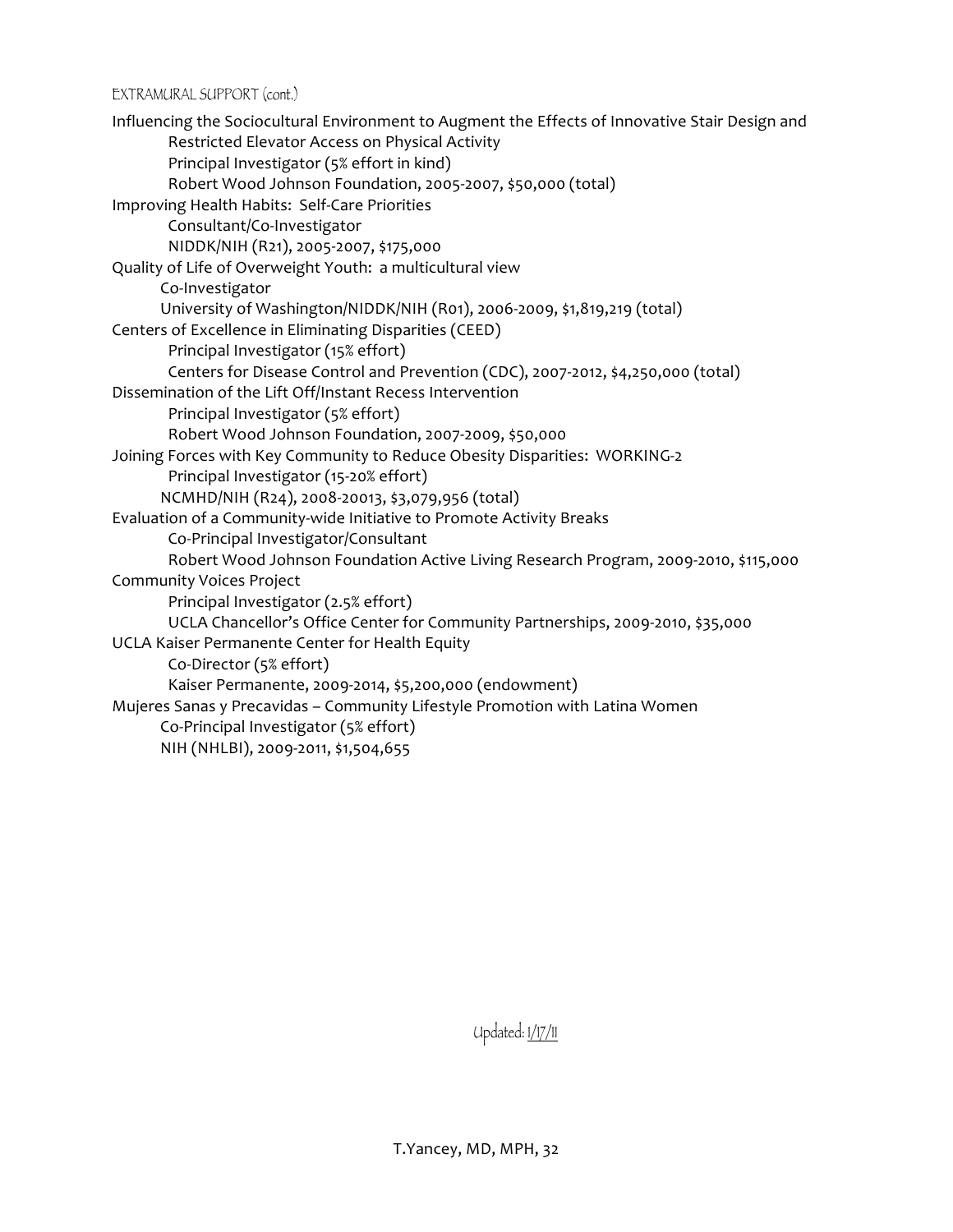EXTRAMURAL SUPPORT (cont.)

Influencing the Sociocultural Environment to Augment the Effects of Innovative Stair Design and Restricted Elevator Access on Physical Activity
    Principal Investigator (5% effort in kind)
    Robert Wood Johnson Foundation, 2005-2007, $50,000 (total)

Improving Health Habits: Self-Care Priorities
    Consultant/Co-Investigator
    NIDDK/NIH (R21), 2005-2007, 175,000

Quality of Life of Overweight Youth: a multicultural view
    Co-Investigator
    University of Washington/NIDDK/NIH (R01), 2006-2009, $1,819,219 (total)

Centers of Excellence in Eliminating Disparities (CEED)
    Principal Investigator (15% effort)
    Centers for Disease Control and Prevention (CDC), 2007-2012, $4,250,000 (total)

Dissemination of the Lift Off/Instant Recess Intervention
    Principal Investigator (5% effort)
    Robert Wood Johnson Foundation, 2007-2009, $50,000

Joining Forces with Key Community to Reduce Obesity Disparities: WORKING-2
    Principal Investigator (15-20% effort)
    NCMHD/NIH (R24), 2008-20013, $3,079,956 (total)

Evaluation of a Community-wide Initiative to Promote Activity Breaks
    Co-Principal Investigator/Consultant
    Robert Wood Johnson Foundation Active Living Research Program, 2009-2010, $115,000

Community Voices Project
    Principal Investigator (2.5% effort)
    UCLA Chancellor's Office Center for Community Partnerships, 2009-2010, $35,000

UCLA Kaiser Permanente Center for Health Equity
    Co-Director (5% effort)
    Kaiser Permanente, 2009-2014, $5,200,000 (endowment)

Mujeres Sanas y Precavidas – Community Lifestyle Promotion with Latina Women
    Co-Principal Investigator (5% effort)
    NIH (NHLBI), 2009-2011, $1,504,655

Updated: 1/17/11